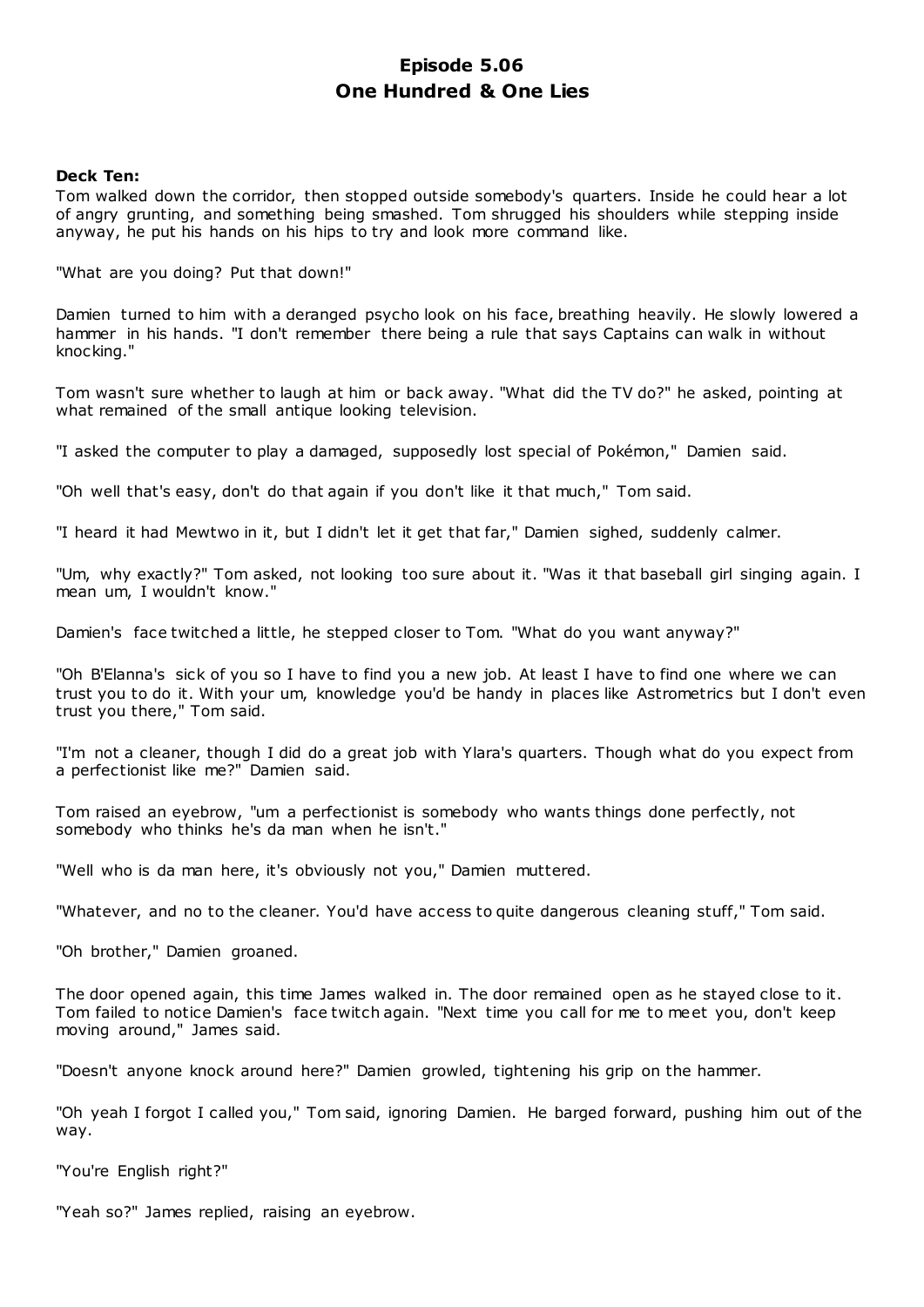# Episode 5.06
# One Hundred & One Lies

**Deck Ten:**

Tom walked down the corridor, then stopped outside somebody's quarters. Inside he could hear a lot of angry grunting, and something being smashed. Tom shrugged his shoulders while stepping inside anyway, he put his hands on his hips to try and look more command like.

"What are you doing? Put that down!"

Damien turned to him with a deranged psycho look on his face, breathing heavily. He slowly lowered a hammer in his hands. "I don't remember there being a rule that says Captains can walk in without knocking."

Tom wasn't sure whether to laugh at him or back away. "What did the TV do?" he asked, pointing at what remained of the small antique looking television.

"I asked the computer to play a damaged, supposedly lost special of Pokémon," Damien said.

"Oh well that's easy, don't do that again if you don't like it that much," Tom said.

"I heard it had Mewtwo in it, but I didn't let it get that far," Damien sighed, suddenly calmer.

"Um, why exactly?" Tom asked, not looking too sure about it. "Was it that baseball girl singing again. I mean um, I wouldn't know."

Damien's face twitched a little, he stepped closer to Tom. "What do you want anyway?"

"Oh B'Elanna's sick of you so I have to find you a new job. At least I have to find one where we can trust you to do it. With your um, knowledge you'd be handy in places like Astrometrics but I don't even trust you there," Tom said.

"I'm not a cleaner, though I did do a great job with Ylara's quarters. Though what do you expect from a perfectionist like me?" Damien said.

Tom raised an eyebrow, "um a perfectionist is somebody who wants things done perfectly, not somebody who thinks he's da man when he isn't."

"Well who is da man here, it's obviously not you," Damien muttered.

"Whatever, and no to the cleaner. You'd have access to quite dangerous cleaning stuff," Tom said.

"Oh brother," Damien groaned.

The door opened again, this time James walked in. The door remained open as he stayed close to it. Tom failed to notice Damien's face twitch again. "Next time you call for me to meet you, don't keep moving around," James said.

"Doesn't anyone knock around here?" Damien growled, tightening his grip on the hammer.

"Oh yeah I forgot I called you," Tom said, ignoring Damien. He barged forward, pushing him out of the way.

"You're English right?"

"Yeah so?" James replied, raising an eyebrow.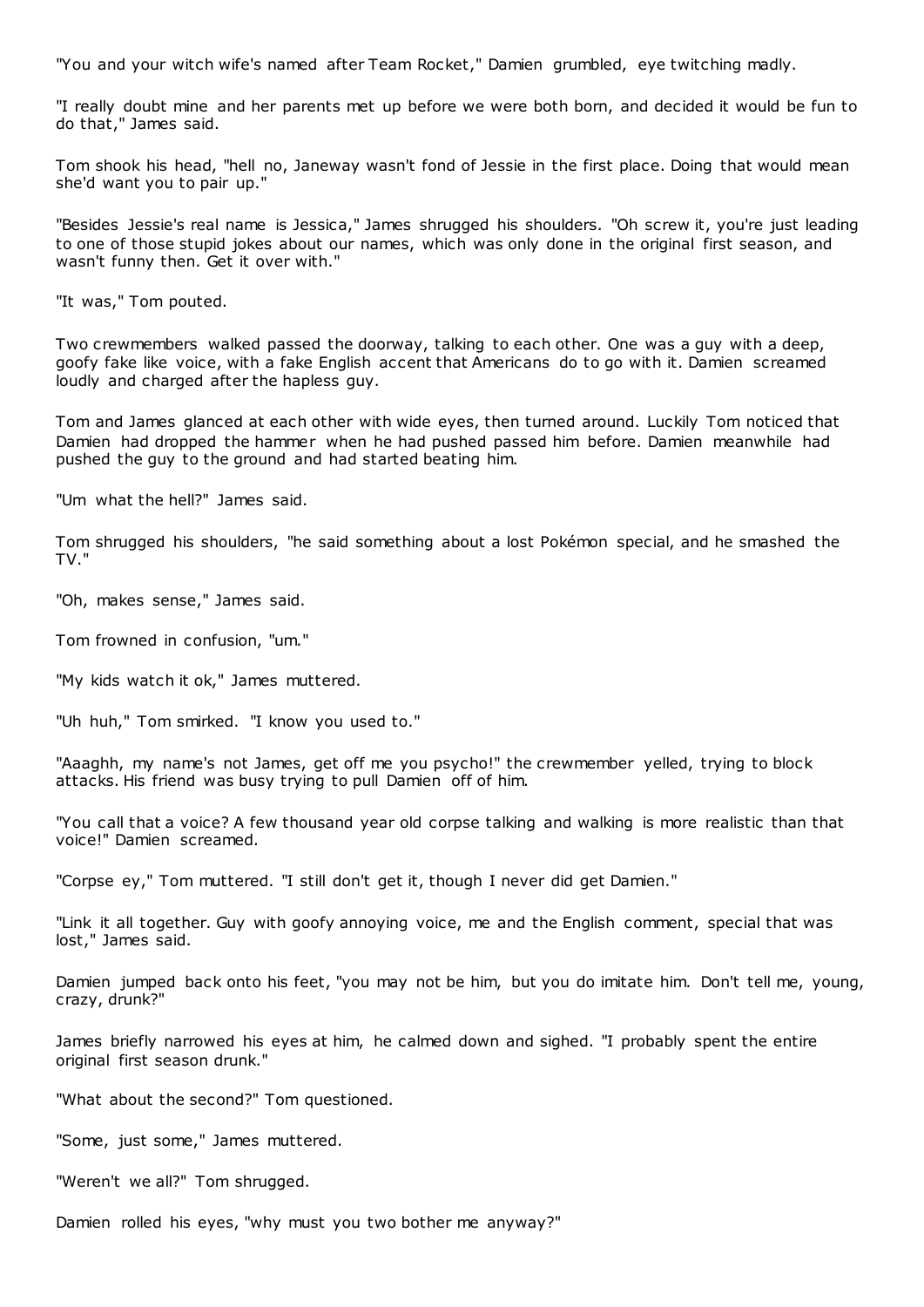"You and your witch wife's named after Team Rocket," Damien grumbled, eye twitching madly.

"I really doubt mine and her parents met up before we were both born, and decided it would be fun to do that," James said.

Tom shook his head, "hell no, Janeway wasn't fond of Jessie in the first place. Doing that would mean she'd want you to pair up."

"Besides Jessie's real name is Jessica," James shrugged his shoulders. "Oh screw it, you're just leading to one of those stupid jokes about our names, which was only done in the original first season, and wasn't funny then. Get it over with."

"It was," Tom pouted.

Two crewmembers walked passed the doorway, talking to each other. One was a guy with a deep, goofy fake like voice, with a fake English accent that Americans do to go with it. Damien screamed loudly and charged after the hapless guy.

Tom and James glanced at each other with wide eyes, then turned around. Luckily Tom noticed that Damien had dropped the hammer when he had pushed passed him before. Damien meanwhile had pushed the guy to the ground and had started beating him.

"Um what the hell?" James said.

Tom shrugged his shoulders, "he said something about a lost Pokémon special, and he smashed the TV."

"Oh, makes sense," James said.

Tom frowned in confusion, "um."

"My kids watch it ok," James muttered.

"Uh huh," Tom smirked. "I know you used to."

"Aaaghh, my name's not James, get off me you psycho!" the crewmember yelled, trying to block attacks. His friend was busy trying to pull Damien off of him.

"You call that a voice? A few thousand year old corpse talking and walking is more realistic than that voice!" Damien screamed.

"Corpse ey," Tom muttered. "I still don't get it, though I never did get Damien."

"Link it all together. Guy with goofy annoying voice, me and the English comment, special that was lost," James said.

Damien jumped back onto his feet, "you may not be him, but you do imitate him. Don't tell me, young, crazy, drunk?"

James briefly narrowed his eyes at him, he calmed down and sighed. "I probably spent the entire original first season drunk."

"What about the second?" Tom questioned.

"Some, just some," James muttered.

"Weren't we all?" Tom shrugged.

Damien rolled his eyes, "why must you two bother me anyway?"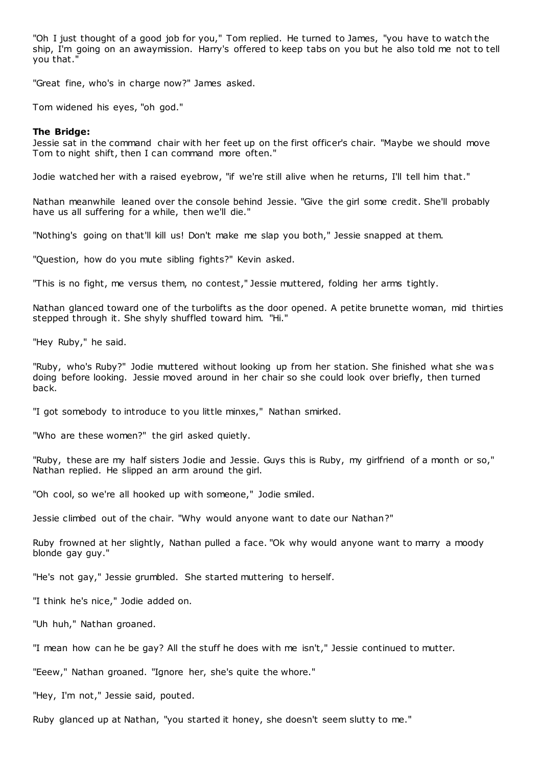"Oh I just thought of a good job for you," Tom replied. He turned to James, "you have to watch the ship, I'm going on an awaymission. Harry's offered to keep tabs on you but he also told me not to tell you that."

"Great fine, who's in charge now?" James asked.

Tom widened his eyes, "oh god."

**The Bridge:**
Jessie sat in the command chair with her feet up on the first officer's chair. "Maybe we should move Tom to night shift, then I can command more often."

Jodie watched her with a raised eyebrow, "if we're still alive when he returns, I'll tell him that."

Nathan meanwhile leaned over the console behind Jessie. "Give the girl some credit. She'll probably have us all suffering for a while, then we'll die."

"Nothing's going on that'll kill us! Don't make me slap you both," Jessie snapped at them.

"Question, how do you mute sibling fights?" Kevin asked.

"This is no fight, me versus them, no contest," Jessie muttered, folding her arms tightly.

Nathan glanced toward one of the turbolifts as the door opened. A petite brunette woman, mid thirties stepped through it. She shyly shuffled toward him. "Hi."

"Hey Ruby," he said.

"Ruby, who's Ruby?" Jodie muttered without looking up from her station. She finished what she was doing before looking. Jessie moved around in her chair so she could look over briefly, then turned back.

"I got somebody to introduce to you little minxes," Nathan smirked.

"Who are these women?" the girl asked quietly.

"Ruby, these are my half sisters Jodie and Jessie. Guys this is Ruby, my girlfriend of a month or so," Nathan replied. He slipped an arm around the girl.

"Oh cool, so we're all hooked up with someone," Jodie smiled.

Jessie climbed out of the chair. "Why would anyone want to date our Nathan?"

Ruby frowned at her slightly, Nathan pulled a face. "Ok why would anyone want to marry a moody blonde gay guy."

"He's not gay," Jessie grumbled. She started muttering to herself.

"I think he's nice," Jodie added on.

"Uh huh," Nathan groaned.

"I mean how can he be gay? All the stuff he does with me isn't," Jessie continued to mutter.

"Eeew," Nathan groaned. "Ignore her, she's quite the whore."

"Hey, I'm not," Jessie said, pouted.

Ruby glanced up at Nathan, "you started it honey, she doesn't seem slutty to me."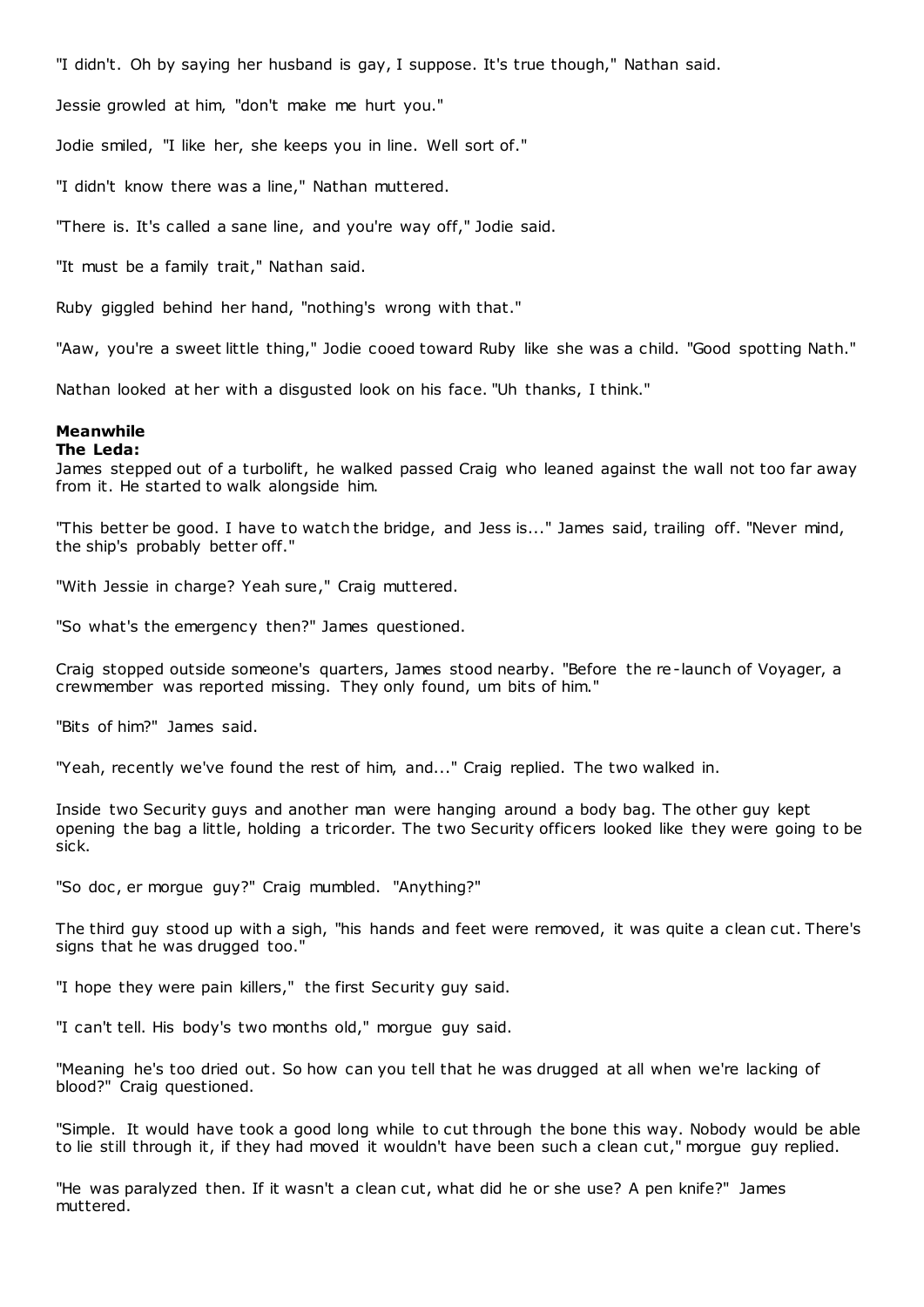"I didn't. Oh by saying her husband is gay, I suppose. It's true though," Nathan said.

Jessie growled at him, "don't make me hurt you."

Jodie smiled, "I like her, she keeps you in line. Well sort of."

"I didn't know there was a line," Nathan muttered.

"There is. It's called a sane line, and you're way off," Jodie said.

"It must be a family trait," Nathan said.

Ruby giggled behind her hand, "nothing's wrong with that."

"Aaw, you're a sweet little thing," Jodie cooed toward Ruby like she was a child. "Good spotting Nath."

Nathan looked at her with a disgusted look on his face. "Uh thanks, I think."

**Meanwhile**
**The Leda:**
James stepped out of a turbolift, he walked passed Craig who leaned against the wall not too far away from it. He started to walk alongside him.

"This better be good. I have to watch the bridge, and Jess is..." James said, trailing off. "Never mind, the ship's probably better off."

"With Jessie in charge? Yeah sure," Craig muttered.

"So what's the emergency then?" James questioned.

Craig stopped outside someone's quarters, James stood nearby. "Before the re-launch of Voyager, a crewmember was reported missing. They only found, um bits of him."

"Bits of him?" James said.

"Yeah, recently we've found the rest of him, and..." Craig replied. The two walked in.

Inside two Security guys and another man were hanging around a body bag. The other guy kept opening the bag a little, holding a tricorder. The two Security officers looked like they were going to be sick.

"So doc, er morgue guy?" Craig mumbled. "Anything?"

The third guy stood up with a sigh, "his hands and feet were removed, it was quite a clean cut. There's signs that he was drugged too."

"I hope they were pain killers," the first Security guy said.

"I can't tell. His body's two months old," morgue guy said.

"Meaning he's too dried out. So how can you tell that he was drugged at all when we're lacking of blood?" Craig questioned.

"Simple. It would have took a good long while to cut through the bone this way. Nobody would be able to lie still through it, if they had moved it wouldn't have been such a clean cut," morgue guy replied.

"He was paralyzed then. If it wasn't a clean cut, what did he or she use? A pen knife?" James muttered.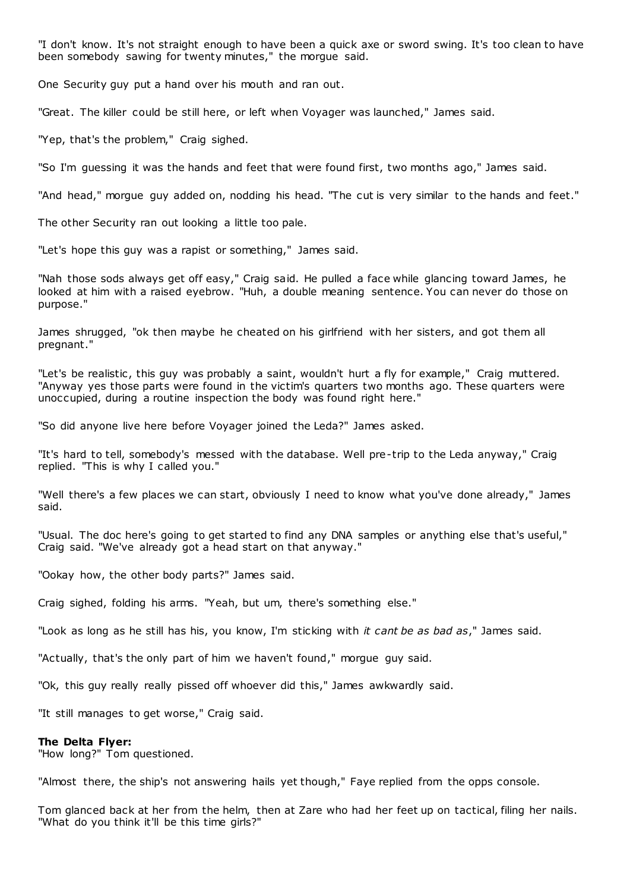"I don't know. It's not straight enough to have been a quick axe or sword swing. It's too clean to have been somebody sawing for twenty minutes," the morgue said.

One Security guy put a hand over his mouth and ran out.

"Great. The killer could be still here, or left when Voyager was launched," James said.

"Yep, that's the problem," Craig sighed.

"So I'm guessing it was the hands and feet that were found first, two months ago," James said.

"And head," morgue guy added on, nodding his head. "The cut is very similar to the hands and feet."

The other Security ran out looking a little too pale.

"Let's hope this guy was a rapist or something," James said.

"Nah those sods always get off easy," Craig said. He pulled a face while glancing toward James, he looked at him with a raised eyebrow. "Huh, a double meaning sentence. You can never do those on purpose."

James shrugged, "ok then maybe he cheated on his girlfriend with her sisters, and got them all pregnant."

"Let's be realistic, this guy was probably a saint, wouldn't hurt a fly for example," Craig muttered. "Anyway yes those parts were found in the victim's quarters two months ago. These quarters were unoccupied, during a routine inspection the body was found right here."

"So did anyone live here before Voyager joined the Leda?" James asked.

"It's hard to tell, somebody's messed with the database. Well pre-trip to the Leda anyway," Craig replied. "This is why I called you."

"Well there's a few places we can start, obviously I need to know what you've done already," James said.

"Usual. The doc here's going to get started to find any DNA samples or anything else that's useful," Craig said. "We've already got a head start on that anyway."

"Ookay how, the other body parts?" James said.

Craig sighed, folding his arms. "Yeah, but um, there's something else."

"Look as long as he still has his, you know, I'm sticking with *it cant be as bad as*," James said.

"Actually, that's the only part of him we haven't found," morgue guy said.

"Ok, this guy really really pissed off whoever did this," James awkwardly said.

"It still manages to get worse," Craig said.

**The Delta Flyer:**
"How long?" Tom questioned.

"Almost there, the ship's not answering hails yet though," Faye replied from the opps console.

Tom glanced back at her from the helm, then at Zare who had her feet up on tactical, filing her nails. "What do you think it'll be this time girls?"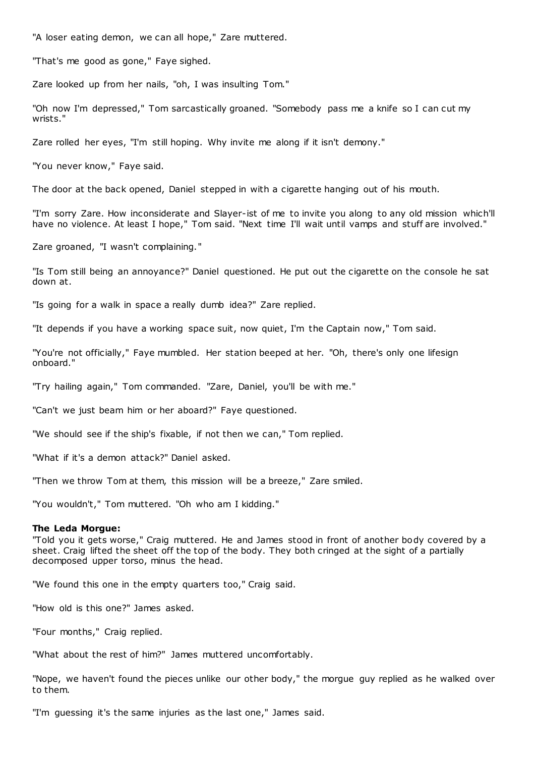"A loser eating demon, we can all hope," Zare muttered.

"That's me good as gone," Faye sighed.

Zare looked up from her nails, "oh, I was insulting Tom."

"Oh now I'm depressed," Tom sarcastically groaned. "Somebody pass me a knife so I can cut my wrists."

Zare rolled her eyes, "I'm still hoping. Why invite me along if it isn't demony."

"You never know," Faye said.

The door at the back opened, Daniel stepped in with a cigarette hanging out of his mouth.

"I'm sorry Zare. How inconsiderate and Slayer-ist of me to invite you along to any old mission which'll have no violence. At least I hope," Tom said. "Next time I'll wait until vamps and stuff are involved."

Zare groaned, "I wasn't complaining."

"Is Tom still being an annoyance?" Daniel questioned. He put out the cigarette on the console he sat down at.

"Is going for a walk in space a really dumb idea?" Zare replied.

"It depends if you have a working space suit, now quiet, I'm the Captain now," Tom said.

"You're not officially," Faye mumbled. Her station beeped at her. "Oh, there's only one lifesign onboard."

"Try hailing again," Tom commanded. "Zare, Daniel, you'll be with me."

"Can't we just beam him or her aboard?" Faye questioned.

"We should see if the ship's fixable, if not then we can," Tom replied.

"What if it's a demon attack?" Daniel asked.

"Then we throw Tom at them, this mission will be a breeze," Zare smiled.

"You wouldn't," Tom muttered. "Oh who am I kidding."

**The Leda Morgue:**

"Told you it gets worse," Craig muttered. He and James stood in front of another body covered by a sheet. Craig lifted the sheet off the top of the body. They both cringed at the sight of a partially decomposed upper torso, minus the head.

"We found this one in the empty quarters too," Craig said.

"How old is this one?" James asked.

"Four months," Craig replied.

"What about the rest of him?" James muttered uncomfortably.

"Nope, we haven't found the pieces unlike our other body," the morgue guy replied as he walked over to them.

"I'm guessing it's the same injuries as the last one," James said.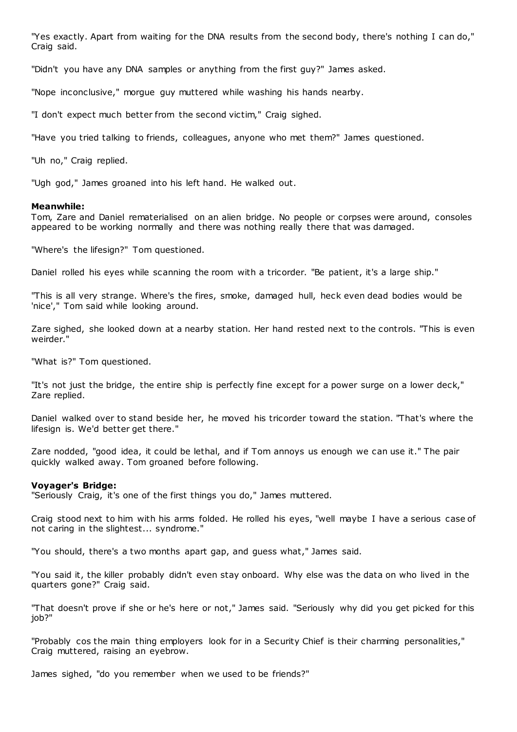"Yes exactly. Apart from waiting for the DNA results from the second body, there's nothing I can do," Craig said.

"Didn't you have any DNA samples or anything from the first guy?" James asked.

"Nope inconclusive," morgue guy muttered while washing his hands nearby.

"I don't expect much better from the second victim," Craig sighed.

"Have you tried talking to friends, colleagues, anyone who met them?" James questioned.

"Uh no," Craig replied.

"Ugh god," James groaned into his left hand. He walked out.

**Meanwhile:**
Tom, Zare and Daniel rematerialised on an alien bridge. No people or corpses were around, consoles appeared to be working normally and there was nothing really there that was damaged.

"Where's the lifesign?" Tom questioned.

Daniel rolled his eyes while scanning the room with a tricorder. "Be patient, it's a large ship."

"This is all very strange. Where's the fires, smoke, damaged hull, heck even dead bodies would be 'nice'," Tom said while looking around.

Zare sighed, she looked down at a nearby station. Her hand rested next to the controls. "This is even weirder."

"What is?" Tom questioned.

"It's not just the bridge, the entire ship is perfectly fine except for a power surge on a lower deck," Zare replied.

Daniel walked over to stand beside her, he moved his tricorder toward the station. "That's where the lifesign is. We'd better get there."

Zare nodded, "good idea, it could be lethal, and if Tom annoys us enough we can use it." The pair quickly walked away. Tom groaned before following.

**Voyager's Bridge:**
"Seriously Craig, it's one of the first things you do," James muttered.

Craig stood next to him with his arms folded. He rolled his eyes, "well maybe I have a serious case of not caring in the slightest... syndrome."

"You should, there's a two months apart gap, and guess what," James said.

"You said it, the killer probably didn't even stay onboard. Why else was the data on who lived in the quarters gone?" Craig said.

"That doesn't prove if she or he's here or not," James said. "Seriously why did you get picked for this job?"

"Probably cos the main thing employers look for in a Security Chief is their charming personalities," Craig muttered, raising an eyebrow.

James sighed, "do you remember when we used to be friends?"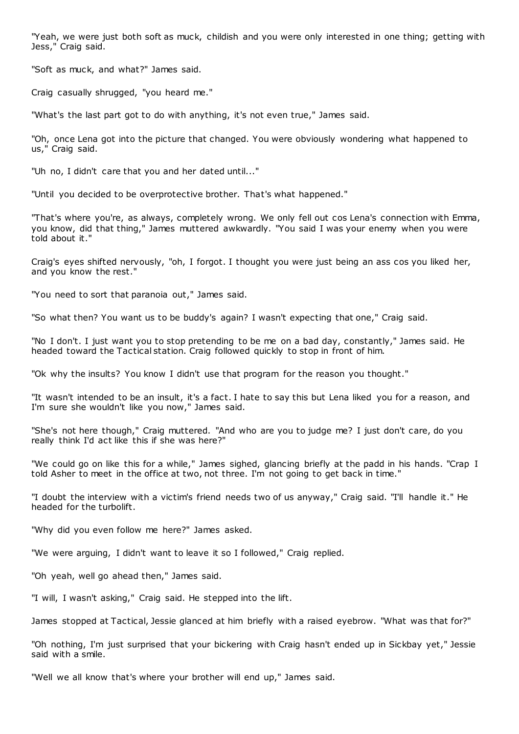"Yeah, we were just both soft as muck, childish and you were only interested in one thing; getting with Jess," Craig said.

"Soft as muck, and what?" James said.

Craig casually shrugged, "you heard me."

"What's the last part got to do with anything, it's not even true," James said.

"Oh, once Lena got into the picture that changed. You were obviously wondering what happened to us," Craig said.

"Uh no, I didn't care that you and her dated until..."

"Until you decided to be overprotective brother. That's what happened."

"That's where you're, as always, completely wrong. We only fell out cos Lena's connection with Emma, you know, did that thing," James muttered awkwardly. "You said I was your enemy when you were told about it."

Craig's eyes shifted nervously, "oh, I forgot. I thought you were just being an ass cos you liked her, and you know the rest."

"You need to sort that paranoia out," James said.

"So what then? You want us to be buddy's again? I wasn't expecting that one," Craig said.

"No I don't. I just want you to stop pretending to be me on a bad day, constantly," James said. He headed toward the Tactical station. Craig followed quickly to stop in front of him.

"Ok why the insults? You know I didn't use that program for the reason you thought."

"It wasn't intended to be an insult, it's a fact. I hate to say this but Lena liked you for a reason, and I'm sure she wouldn't like you now," James said.

"She's not here though," Craig muttered. "And who are you to judge me? I just don't care, do you really think I'd act like this if she was here?"

"We could go on like this for a while," James sighed, glancing briefly at the padd in his hands. "Crap I told Asher to meet in the office at two, not three. I'm not going to get back in time."

"I doubt the interview with a victim's friend needs two of us anyway," Craig said. "I'll handle it." He headed for the turbolift.

"Why did you even follow me here?" James asked.

"We were arguing, I didn't want to leave it so I followed," Craig replied.

"Oh yeah, well go ahead then," James said.

"I will, I wasn't asking," Craig said. He stepped into the lift.

James stopped at Tactical, Jessie glanced at him briefly with a raised eyebrow. "What was that for?"

"Oh nothing, I'm just surprised that your bickering with Craig hasn't ended up in Sickbay yet," Jessie said with a smile.

"Well we all know that's where your brother will end up," James said.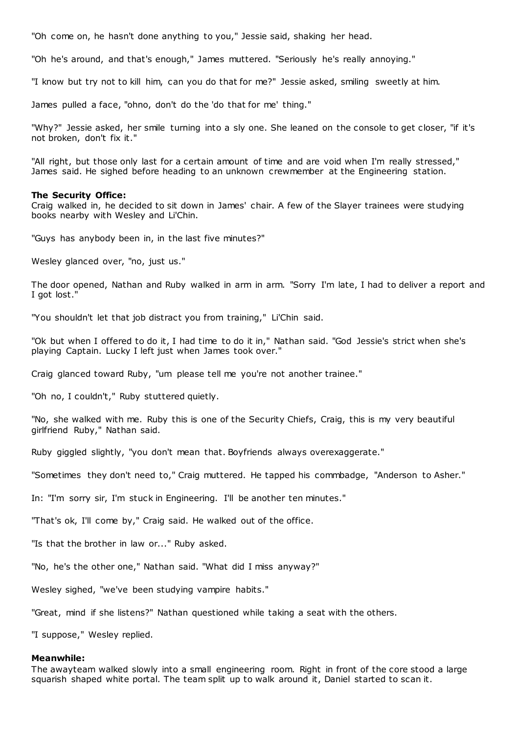"Oh come on, he hasn't done anything to you," Jessie said, shaking her head.

"Oh he's around, and that's enough," James muttered. "Seriously he's really annoying."

"I know but try not to kill him, can you do that for me?" Jessie asked, smiling sweetly at him.

James pulled a face, "ohno, don't do the 'do that for me' thing."

"Why?" Jessie asked, her smile turning into a sly one. She leaned on the console to get closer, "if it's not broken, don't fix it."

"All right, but those only last for a certain amount of time and are void when I'm really stressed," James said. He sighed before heading to an unknown crewmember at the Engineering station.

**The Security Office:**
Craig walked in, he decided to sit down in James' chair. A few of the Slayer trainees were studying books nearby with Wesley and Li'Chin.

"Guys has anybody been in, in the last five minutes?"

Wesley glanced over, "no, just us."

The door opened, Nathan and Ruby walked in arm in arm. "Sorry I'm late, I had to deliver a report and I got lost."

"You shouldn't let that job distract you from training," Li'Chin said.

"Ok but when I offered to do it, I had time to do it in," Nathan said. "God Jessie's strict when she's playing Captain. Lucky I left just when James took over."

Craig glanced toward Ruby, "um please tell me you're not another trainee."

"Oh no, I couldn't," Ruby stuttered quietly.

"No, she walked with me. Ruby this is one of the Security Chiefs, Craig, this is my very beautiful girlfriend Ruby," Nathan said.

Ruby giggled slightly, "you don't mean that. Boyfriends always overexaggerate."

"Sometimes they don't need to," Craig muttered. He tapped his commbadge, "Anderson to Asher."

In: "I'm sorry sir, I'm stuck in Engineering. I'll be another ten minutes."

"That's ok, I'll come by," Craig said. He walked out of the office.

"Is that the brother in law or..." Ruby asked.

"No, he's the other one," Nathan said. "What did I miss anyway?"

Wesley sighed, "we've been studying vampire habits."

"Great, mind if she listens?" Nathan questioned while taking a seat with the others.

"I suppose," Wesley replied.

**Meanwhile:**
The awayteam walked slowly into a small engineering room. Right in front of the core stood a large squarish shaped white portal. The team split up to walk around it, Daniel started to scan it.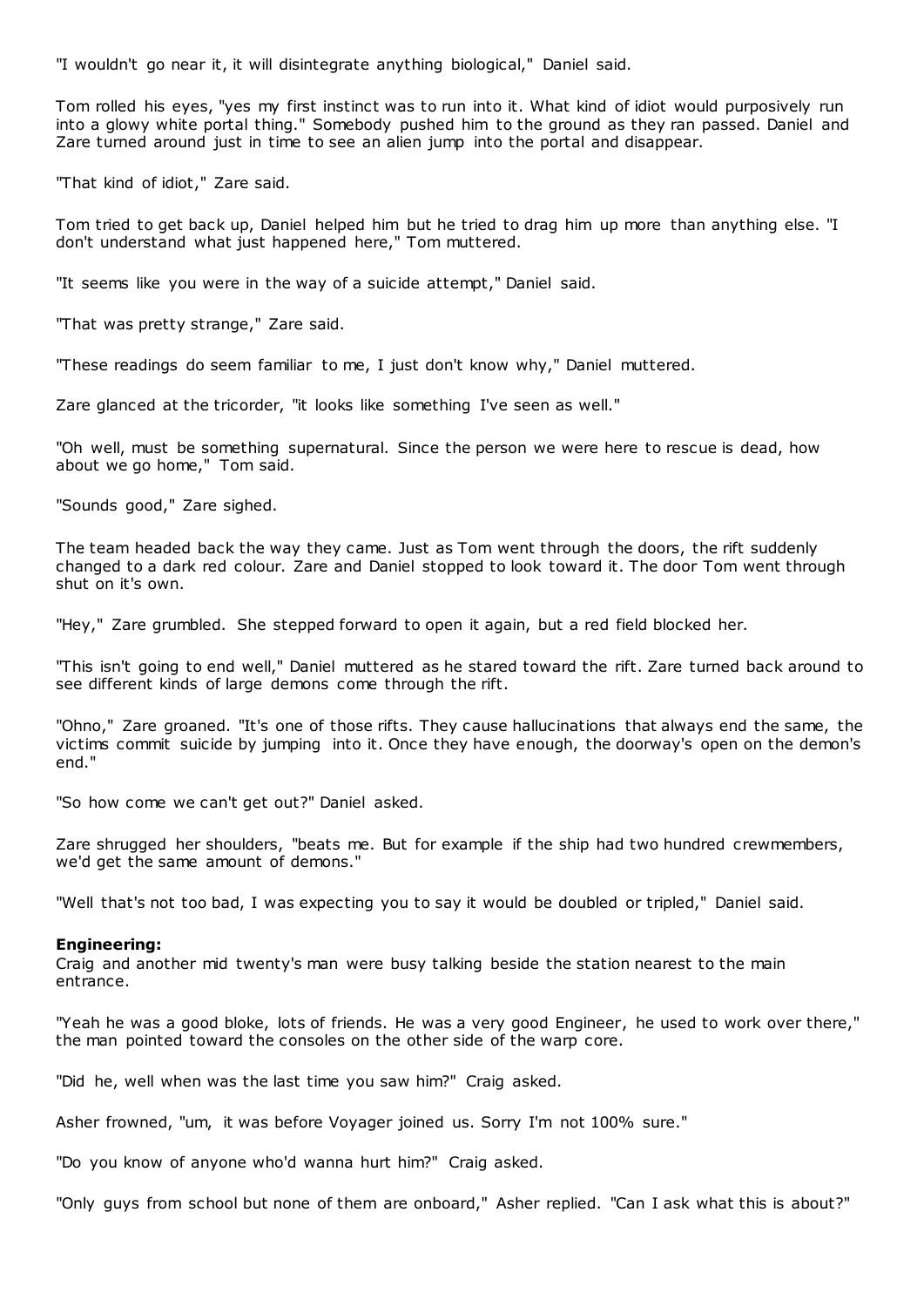"I wouldn't go near it, it will disintegrate anything biological," Daniel said.

Tom rolled his eyes, "yes my first instinct was to run into it. What kind of idiot would purposively run into a glowy white portal thing." Somebody pushed him to the ground as they ran passed. Daniel and Zare turned around just in time to see an alien jump into the portal and disappear.

"That kind of idiot," Zare said.

Tom tried to get back up, Daniel helped him but he tried to drag him up more than anything else. "I don't understand what just happened here," Tom muttered.

"It seems like you were in the way of a suicide attempt," Daniel said.

"That was pretty strange," Zare said.

"These readings do seem familiar to me, I just don't know why," Daniel muttered.

Zare glanced at the tricorder, "it looks like something I've seen as well."

"Oh well, must be something supernatural. Since the person we were here to rescue is dead, how about we go home," Tom said.

"Sounds good," Zare sighed.

The team headed back the way they came. Just as Tom went through the doors, the rift suddenly changed to a dark red colour. Zare and Daniel stopped to look toward it. The door Tom went through shut on it's own.

"Hey," Zare grumbled. She stepped forward to open it again, but a red field blocked her.

"This isn't going to end well," Daniel muttered as he stared toward the rift. Zare turned back around to see different kinds of large demons come through the rift.

"Ohno," Zare groaned. "It's one of those rifts. They cause hallucinations that always end the same, the victims commit suicide by jumping into it. Once they have enough, the doorway's open on the demon's end."

"So how come we can't get out?" Daniel asked.

Zare shrugged her shoulders, "beats me. But for example if the ship had two hundred crewmembers, we'd get the same amount of demons."

"Well that's not too bad, I was expecting you to say it would be doubled or tripled," Daniel said.

**Engineering:**
Craig and another mid twenty's man were busy talking beside the station nearest to the main entrance.

"Yeah he was a good bloke, lots of friends. He was a very good Engineer, he used to work over there," the man pointed toward the consoles on the other side of the warp core.

"Did he, well when was the last time you saw him?" Craig asked.

Asher frowned, "um, it was before Voyager joined us. Sorry I'm not 100% sure."

"Do you know of anyone who'd wanna hurt him?" Craig asked.

"Only guys from school but none of them are onboard," Asher replied. "Can I ask what this is about?"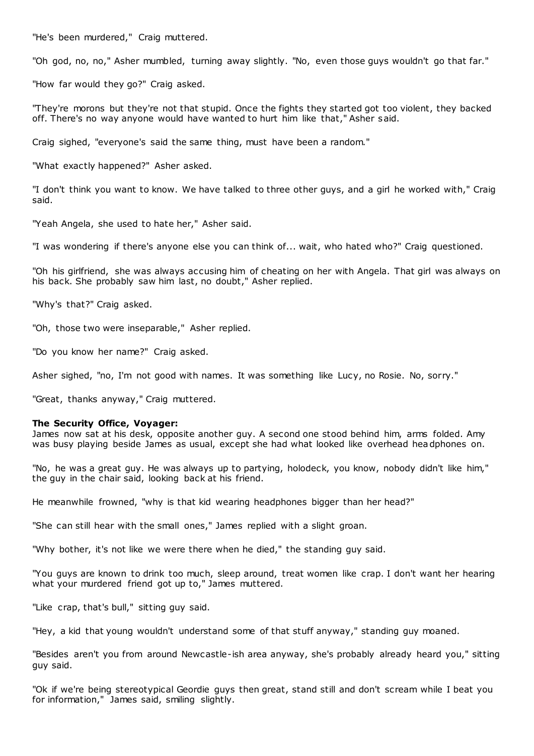"He's been murdered," Craig muttered.

"Oh god, no, no," Asher mumbled, turning away slightly. "No, even those guys wouldn't go that far."

"How far would they go?" Craig asked.

"They're morons but they're not that stupid. Once the fights they started got too violent, they backed off. There's no way anyone would have wanted to hurt him like that," Asher said.

Craig sighed, "everyone's said the same thing, must have been a random."

"What exactly happened?" Asher asked.

"I don't think you want to know. We have talked to three other guys, and a girl he worked with," Craig said.

"Yeah Angela, she used to hate her," Asher said.

"I was wondering if there's anyone else you can think of... wait, who hated who?" Craig questioned.

"Oh his girlfriend, she was always accusing him of cheating on her with Angela. That girl was always on his back. She probably saw him last, no doubt," Asher replied.

"Why's that?" Craig asked.

"Oh, those two were inseparable," Asher replied.

"Do you know her name?" Craig asked.

Asher sighed, "no, I'm not good with names. It was something like Lucy, no Rosie. No, sorry."

"Great, thanks anyway," Craig muttered.

**The Security Office, Voyager:**
James now sat at his desk, opposite another guy. A second one stood behind him, arms folded. Amy was busy playing beside James as usual, except she had what looked like overhead headphones on.

"No, he was a great guy. He was always up to partying, holodeck, you know, nobody didn't like him," the guy in the chair said, looking back at his friend.

He meanwhile frowned, "why is that kid wearing headphones bigger than her head?"

"She can still hear with the small ones," James replied with a slight groan.

"Why bother, it's not like we were there when he died," the standing guy said.

"You guys are known to drink too much, sleep around, treat women like crap. I don't want her hearing what your murdered friend got up to," James muttered.

"Like crap, that's bull," sitting guy said.

"Hey, a kid that young wouldn't understand some of that stuff anyway," standing guy moaned.

"Besides aren't you from around Newcastle-ish area anyway, she's probably already heard you," sitting guy said.

"Ok if we're being stereotypical Geordie guys then great, stand still and don't scream while I beat you for information," James said, smiling slightly.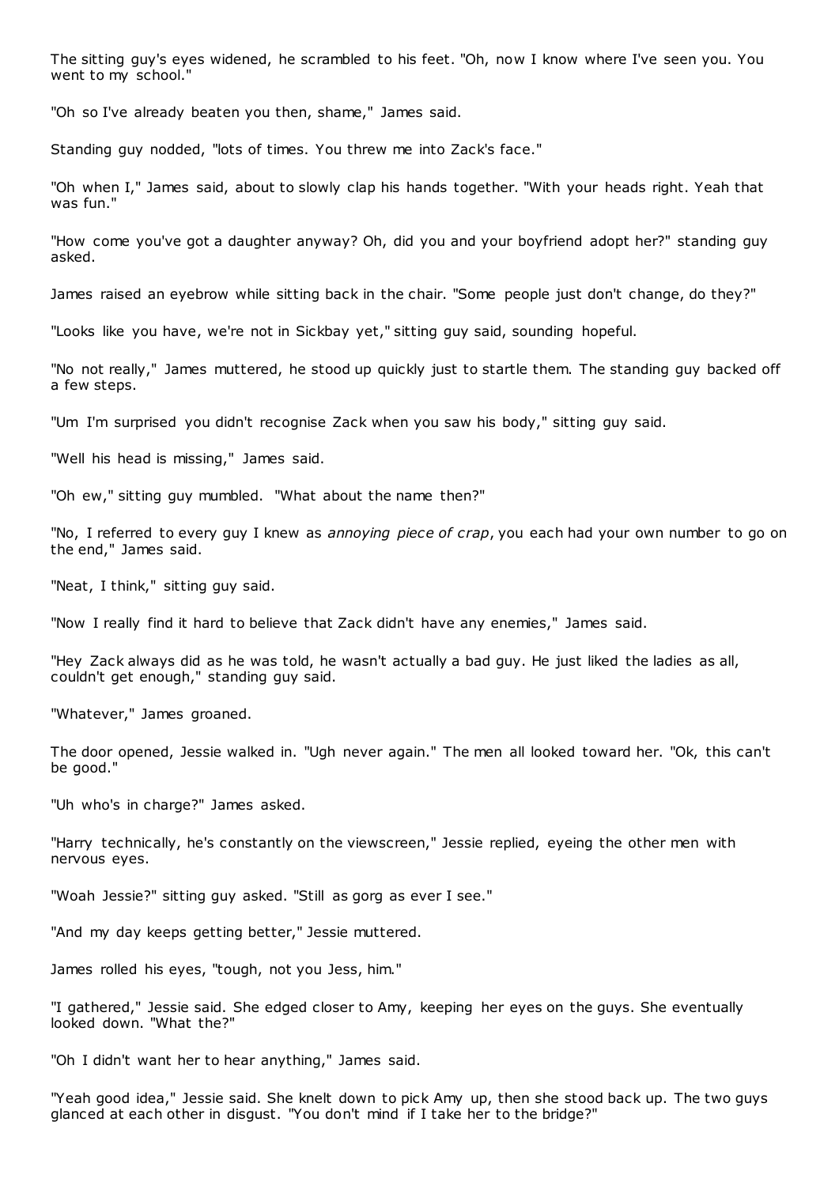The sitting guy's eyes widened, he scrambled to his feet. "Oh, now I know where I've seen you. You went to my school."

"Oh so I've already beaten you then, shame," James said.

Standing guy nodded, "lots of times. You threw me into Zack's face."

"Oh when I," James said, about to slowly clap his hands together. "With your heads right. Yeah that was fun."

"How come you've got a daughter anyway? Oh, did you and your boyfriend adopt her?" standing guy asked.

James raised an eyebrow while sitting back in the chair. "Some people just don't change, do they?"

"Looks like you have, we're not in Sickbay yet," sitting guy said, sounding hopeful.

"No not really," James muttered, he stood up quickly just to startle them. The standing guy backed off a few steps.

"Um I'm surprised you didn't recognise Zack when you saw his body," sitting guy said.

"Well his head is missing," James said.

"Oh ew," sitting guy mumbled. "What about the name then?"

"No, I referred to every guy I knew as *annoying piece of crap*, you each had your own number to go on the end," James said.

"Neat, I think," sitting guy said.

"Now I really find it hard to believe that Zack didn't have any enemies," James said.

"Hey Zack always did as he was told, he wasn't actually a bad guy. He just liked the ladies as all, couldn't get enough," standing guy said.

"Whatever," James groaned.

The door opened, Jessie walked in. "Ugh never again." The men all looked toward her. "Ok, this can't be good."

"Uh who's in charge?" James asked.

"Harry technically, he's constantly on the viewscreen," Jessie replied, eyeing the other men with nervous eyes.

"Woah Jessie?" sitting guy asked. "Still as gorg as ever I see."

"And my day keeps getting better," Jessie muttered.

James rolled his eyes, "tough, not you Jess, him."

"I gathered," Jessie said. She edged closer to Amy, keeping her eyes on the guys. She eventually looked down. "What the?"

"Oh I didn't want her to hear anything," James said.

"Yeah good idea," Jessie said. She knelt down to pick Amy up, then she stood back up. The two guys glanced at each other in disgust. "You don't mind if I take her to the bridge?"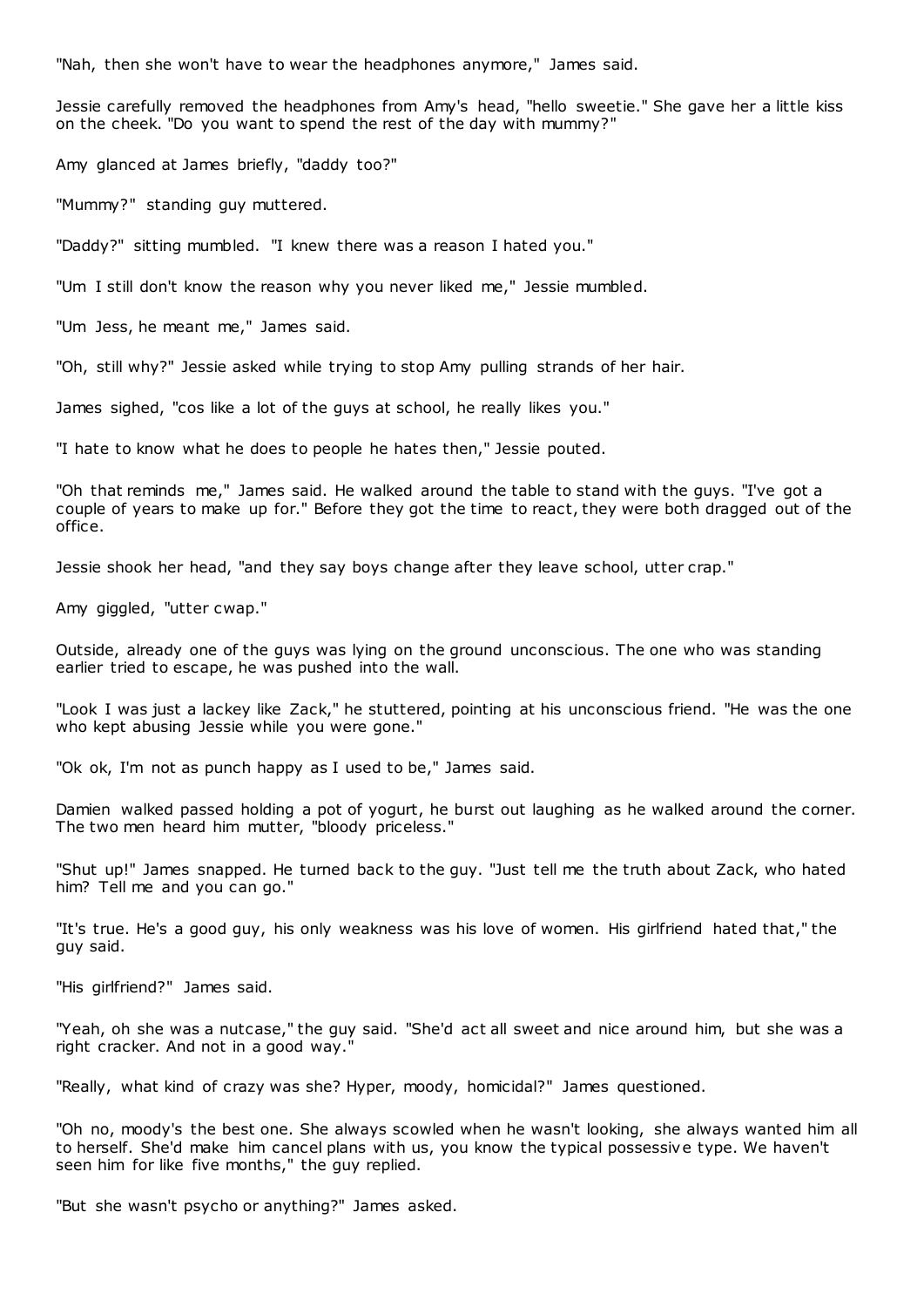"Nah, then she won't have to wear the headphones anymore," James said.

Jessie carefully removed the headphones from Amy's head, "hello sweetie." She gave her a little kiss on the cheek. "Do you want to spend the rest of the day with mummy?"

Amy glanced at James briefly, "daddy too?"

"Mummy?" standing guy muttered.

"Daddy?" sitting mumbled. "I knew there was a reason I hated you."

"Um I still don't know the reason why you never liked me," Jessie mumbled.

"Um Jess, he meant me," James said.

"Oh, still why?" Jessie asked while trying to stop Amy pulling strands of her hair.

James sighed, "cos like a lot of the guys at school, he really likes you."

"I hate to know what he does to people he hates then," Jessie pouted.

"Oh that reminds me," James said. He walked around the table to stand with the guys. "I've got a couple of years to make up for." Before they got the time to react, they were both dragged out of the office.

Jessie shook her head, "and they say boys change after they leave school, utter crap."

Amy giggled, "utter cwap."

Outside, already one of the guys was lying on the ground unconscious. The one who was standing earlier tried to escape, he was pushed into the wall.

"Look I was just a lackey like Zack," he stuttered, pointing at his unconscious friend. "He was the one who kept abusing Jessie while you were gone."

"Ok ok, I'm not as punch happy as I used to be," James said.

Damien walked passed holding a pot of yogurt, he burst out laughing as he walked around the corner. The two men heard him mutter, "bloody priceless."

"Shut up!" James snapped. He turned back to the guy. "Just tell me the truth about Zack, who hated him? Tell me and you can go."

"It's true. He's a good guy, his only weakness was his love of women. His girlfriend hated that," the guy said.

"His girlfriend?" James said.

"Yeah, oh she was a nutcase," the guy said. "She'd act all sweet and nice around him, but she was a right cracker. And not in a good way."

"Really, what kind of crazy was she? Hyper, moody, homicidal?" James questioned.

"Oh no, moody's the best one. She always scowled when he wasn't looking, she always wanted him all to herself. She'd make him cancel plans with us, you know the typical possessive type. We haven't seen him for like five months," the guy replied.

"But she wasn't psycho or anything?" James asked.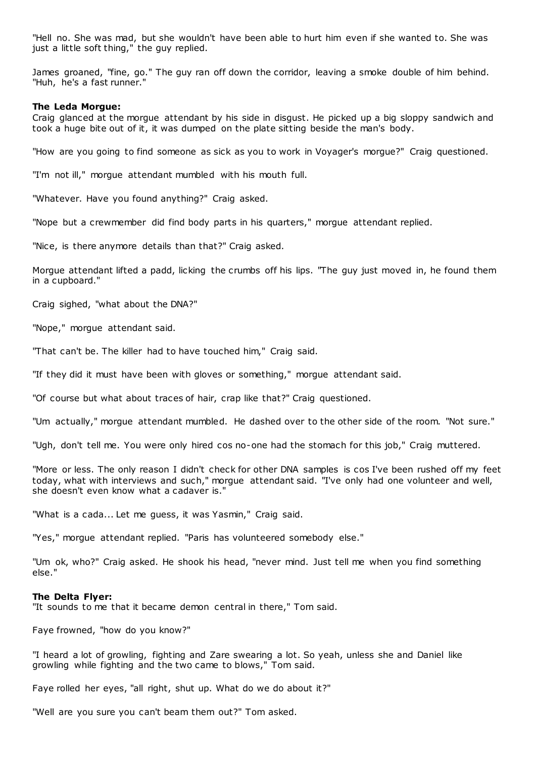"Hell no. She was mad, but she wouldn't have been able to hurt him even if she wanted to. She was just a little soft thing," the guy replied.

James groaned, "fine, go." The guy ran off down the corridor, leaving a smoke double of him behind. "Huh, he's a fast runner."

**The Leda Morgue:**
Craig glanced at the morgue attendant by his side in disgust. He picked up a big sloppy sandwich and took a huge bite out of it, it was dumped on the plate sitting beside the man's body.

"How are you going to find someone as sick as you to work in Voyager's morgue?" Craig questioned.

"I'm not ill," morgue attendant mumbled with his mouth full.

"Whatever. Have you found anything?" Craig asked.

"Nope but a crewmember did find body parts in his quarters," morgue attendant replied.

"Nice, is there anymore details than that?" Craig asked.

Morgue attendant lifted a padd, licking the crumbs off his lips. "The guy just moved in, he found them in a cupboard."

Craig sighed, "what about the DNA?"

"Nope," morgue attendant said.

"That can't be. The killer had to have touched him," Craig said.

"If they did it must have been with gloves or something," morgue attendant said.

"Of course but what about traces of hair, crap like that?" Craig questioned.

"Um actually," morgue attendant mumbled. He dashed over to the other side of the room. "Not sure."

"Ugh, don't tell me. You were only hired cos no-one had the stomach for this job," Craig muttered.

"More or less. The only reason I didn't check for other DNA samples is cos I've been rushed off my feet today, what with interviews and such," morgue attendant said. "I've only had one volunteer and well, she doesn't even know what a cadaver is."

"What is a cada... Let me guess, it was Yasmin," Craig said.

"Yes," morgue attendant replied. "Paris has volunteered somebody else."

"Um ok, who?" Craig asked. He shook his head, "never mind. Just tell me when you find something else."

**The Delta Flyer:**
"It sounds to me that it became demon central in there," Tom said.

Faye frowned, "how do you know?"

"I heard a lot of growling, fighting and Zare swearing a lot. So yeah, unless she and Daniel like growling while fighting and the two came to blows," Tom said.

Faye rolled her eyes, "all right, shut up. What do we do about it?"

"Well are you sure you can't beam them out?" Tom asked.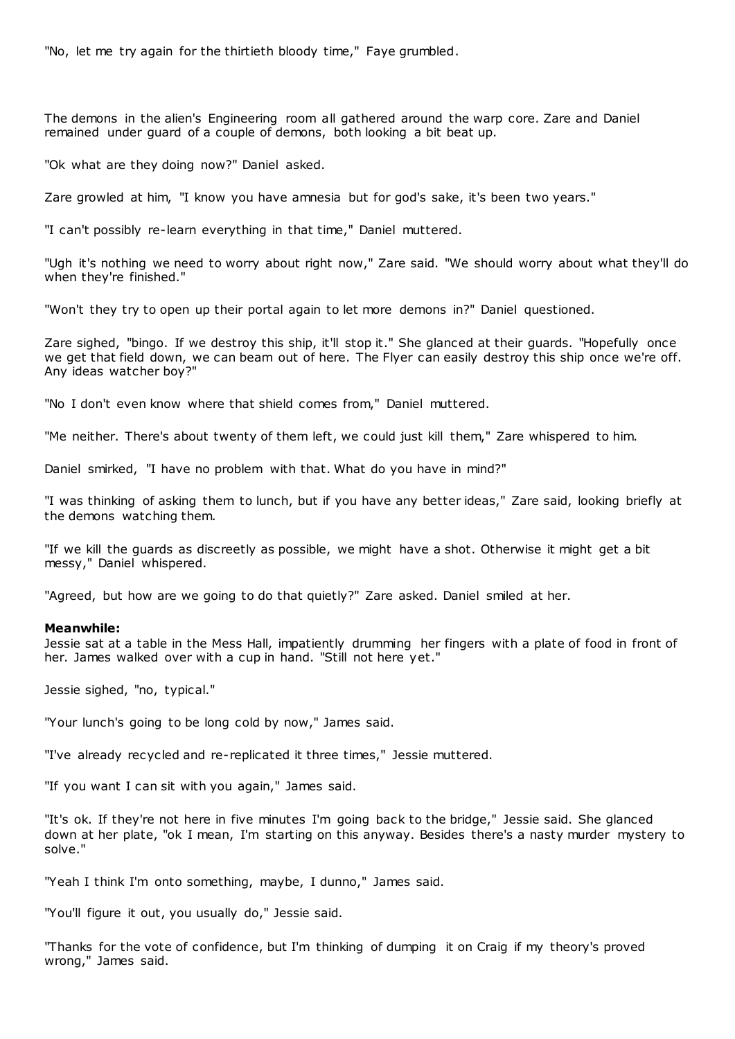"No, let me try again for the thirtieth bloody time," Faye grumbled.

The demons in the alien's Engineering room all gathered around the warp core. Zare and Daniel remained under guard of a couple of demons, both looking a bit beat up.

"Ok what are they doing now?" Daniel asked.

Zare growled at him, "I know you have amnesia but for god's sake, it's been two years."

"I can't possibly re-learn everything in that time," Daniel muttered.

"Ugh it's nothing we need to worry about right now," Zare said. "We should worry about what they'll do when they're finished."

"Won't they try to open up their portal again to let more demons in?" Daniel questioned.

Zare sighed, "bingo. If we destroy this ship, it'll stop it." She glanced at their guards. "Hopefully once we get that field down, we can beam out of here. The Flyer can easily destroy this ship once we're off. Any ideas watcher boy?"

"No I don't even know where that shield comes from," Daniel muttered.

"Me neither. There's about twenty of them left, we could just kill them," Zare whispered to him.

Daniel smirked, "I have no problem with that. What do you have in mind?"

"I was thinking of asking them to lunch, but if you have any better ideas," Zare said, looking briefly at the demons watching them.

"If we kill the guards as discreetly as possible, we might have a shot. Otherwise it might get a bit messy," Daniel whispered.

"Agreed, but how are we going to do that quietly?" Zare asked. Daniel smiled at her.

**Meanwhile:**
Jessie sat at a table in the Mess Hall, impatiently drumming her fingers with a plate of food in front of her. James walked over with a cup in hand. "Still not here yet."

Jessie sighed, "no, typical."

"Your lunch's going to be long cold by now," James said.

"I've already recycled and re-replicated it three times," Jessie muttered.

"If you want I can sit with you again," James said.

"It's ok. If they're not here in five minutes I'm going back to the bridge," Jessie said. She glanced down at her plate, "ok I mean, I'm starting on this anyway. Besides there's a nasty murder mystery to solve."

"Yeah I think I'm onto something, maybe, I dunno," James said.

"You'll figure it out, you usually do," Jessie said.

"Thanks for the vote of confidence, but I'm thinking of dumping it on Craig if my theory's proved wrong," James said.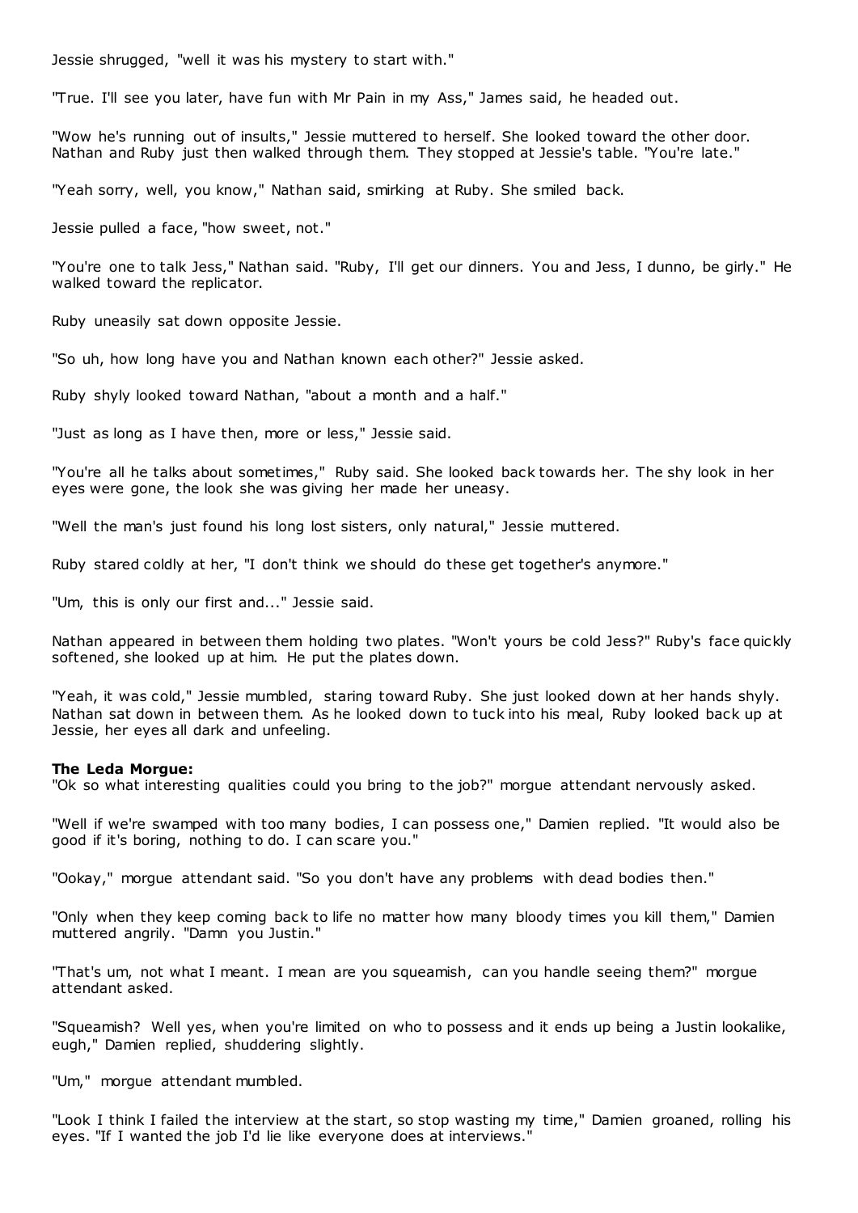Jessie shrugged, "well it was his mystery to start with."

"True. I'll see you later, have fun with Mr Pain in my Ass," James said, he headed out.

"Wow he's running out of insults," Jessie muttered to herself. She looked toward the other door. Nathan and Ruby just then walked through them. They stopped at Jessie's table. "You're late."

"Yeah sorry, well, you know," Nathan said, smirking at Ruby. She smiled back.

Jessie pulled a face, "how sweet, not."

"You're one to talk Jess," Nathan said. "Ruby, I'll get our dinners. You and Jess, I dunno, be girly." He walked toward the replicator.

Ruby uneasily sat down opposite Jessie.

"So uh, how long have you and Nathan known each other?" Jessie asked.

Ruby shyly looked toward Nathan, "about a month and a half."

"Just as long as I have then, more or less," Jessie said.

"You're all he talks about sometimes," Ruby said. She looked back towards her. The shy look in her eyes were gone, the look she was giving her made her uneasy.

"Well the man's just found his long lost sisters, only natural," Jessie muttered.

Ruby stared coldly at her, "I don't think we should do these get together's anymore."

"Um, this is only our first and..." Jessie said.

Nathan appeared in between them holding two plates. "Won't yours be cold Jess?" Ruby's face quickly softened, she looked up at him. He put the plates down.

"Yeah, it was cold," Jessie mumbled, staring toward Ruby. She just looked down at her hands shyly. Nathan sat down in between them. As he looked down to tuck into his meal, Ruby looked back up at Jessie, her eyes all dark and unfeeling.

**The Leda Morgue:**
"Ok so what interesting qualities could you bring to the job?" morgue attendant nervously asked.

"Well if we're swamped with too many bodies, I can possess one," Damien replied. "It would also be good if it's boring, nothing to do. I can scare you."

"Ookay," morgue attendant said. "So you don't have any problems with dead bodies then."

"Only when they keep coming back to life no matter how many bloody times you kill them," Damien muttered angrily. "Damn you Justin."

"That's um, not what I meant. I mean are you squeamish, can you handle seeing them?" morgue attendant asked.

"Squeamish? Well yes, when you're limited on who to possess and it ends up being a Justin lookalike, eugh," Damien replied, shuddering slightly.

"Um," morgue attendant mumbled.

"Look I think I failed the interview at the start, so stop wasting my time," Damien groaned, rolling his eyes. "If I wanted the job I'd lie like everyone does at interviews."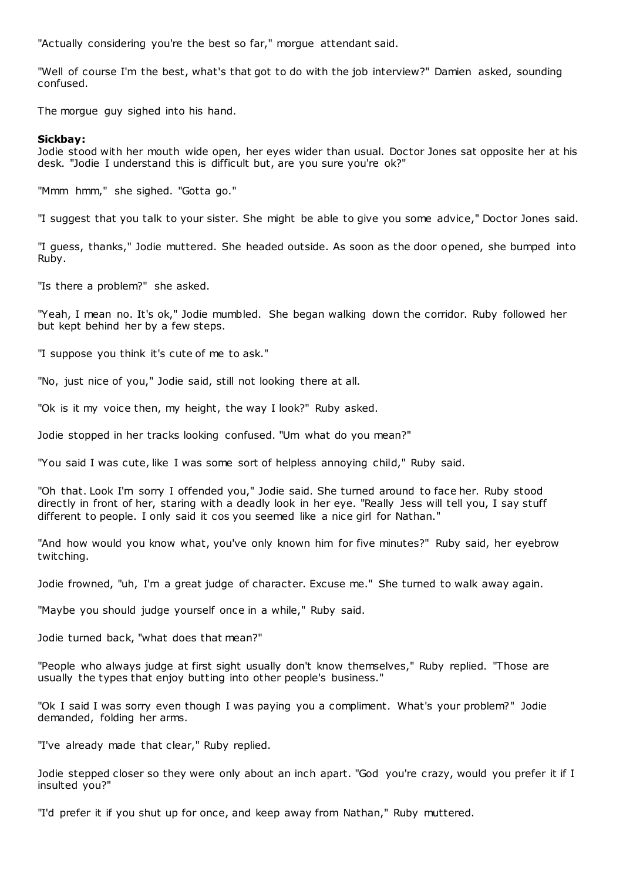"Actually considering you're the best so far," morgue attendant said.

"Well of course I'm the best, what's that got to do with the job interview?" Damien asked, sounding confused.

The morgue guy sighed into his hand.

**Sickbay:**
Jodie stood with her mouth wide open, her eyes wider than usual. Doctor Jones sat opposite her at his desk. "Jodie I understand this is difficult but, are you sure you're ok?"

"Mmm hmm," she sighed. "Gotta go."

"I suggest that you talk to your sister. She might be able to give you some advice," Doctor Jones said.

"I guess, thanks," Jodie muttered. She headed outside. As soon as the door opened, she bumped into Ruby.

"Is there a problem?" she asked.

"Yeah, I mean no. It's ok," Jodie mumbled. She began walking down the corridor. Ruby followed her but kept behind her by a few steps.

"I suppose you think it's cute of me to ask."

"No, just nice of you," Jodie said, still not looking there at all.

"Ok is it my voice then, my height, the way I look?" Ruby asked.

Jodie stopped in her tracks looking confused. "Um what do you mean?"

"You said I was cute, like I was some sort of helpless annoying child," Ruby said.

"Oh that. Look I'm sorry I offended you," Jodie said. She turned around to face her. Ruby stood directly in front of her, staring with a deadly look in her eye. "Really Jess will tell you, I say stuff different to people. I only said it cos you seemed like a nice girl for Nathan."

"And how would you know what, you've only known him for five minutes?" Ruby said, her eyebrow twitching.

Jodie frowned, "uh, I'm a great judge of character. Excuse me." She turned to walk away again.

"Maybe you should judge yourself once in a while," Ruby said.

Jodie turned back, "what does that mean?"

"People who always judge at first sight usually don't know themselves," Ruby replied. "Those are usually the types that enjoy butting into other people's business."

"Ok I said I was sorry even though I was paying you a compliment. What's your problem?" Jodie demanded, folding her arms.

"I've already made that clear," Ruby replied.

Jodie stepped closer so they were only about an inch apart. "God you're crazy, would you prefer it if I insulted you?"

"I'd prefer it if you shut up for once, and keep away from Nathan," Ruby muttered.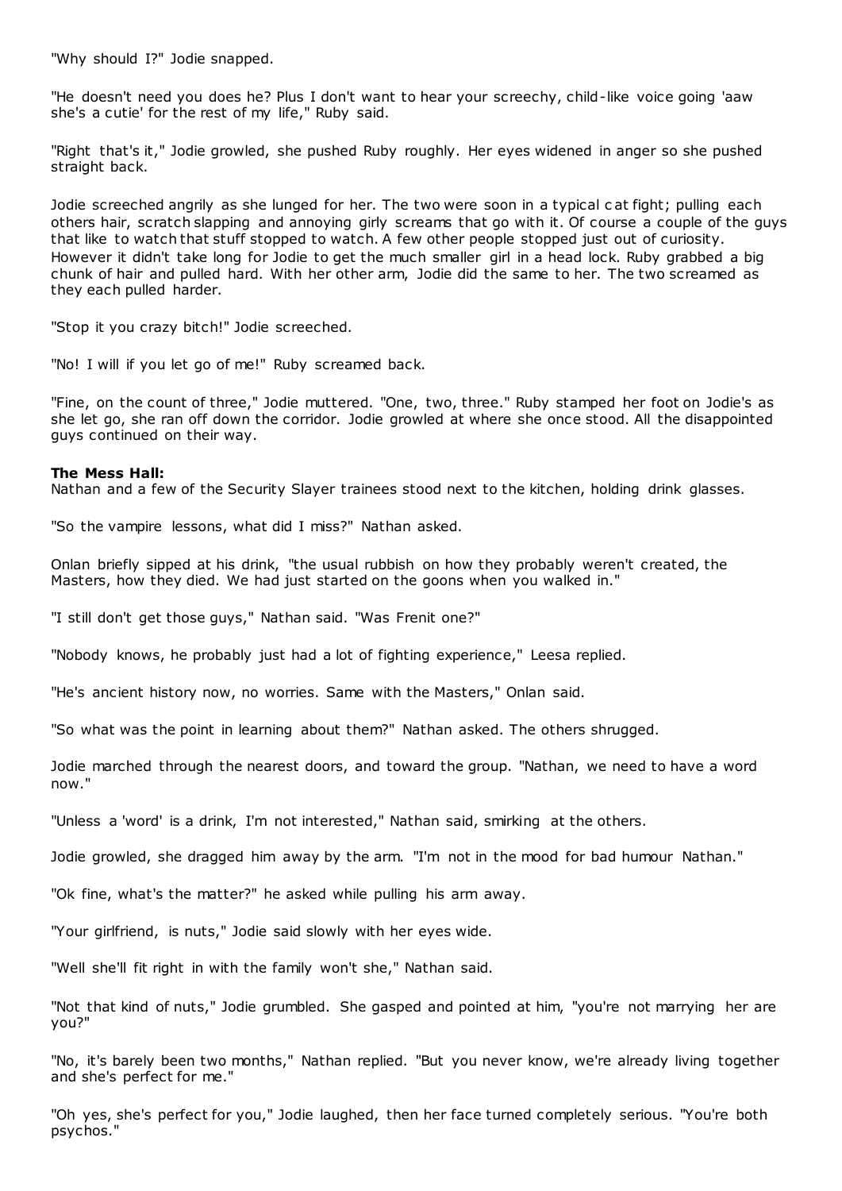"Why should I?" Jodie snapped.

"He doesn't need you does he? Plus I don't want to hear your screechy, child-like voice going 'aaw she's a cutie' for the rest of my life," Ruby said.

"Right that's it," Jodie growled, she pushed Ruby roughly. Her eyes widened in anger so she pushed straight back.

Jodie screeched angrily as she lunged for her. The two were soon in a typical cat fight; pulling each others hair, scratch slapping and annoying girly screams that go with it. Of course a couple of the guys that like to watch that stuff stopped to watch. A few other people stopped just out of curiosity. However it didn't take long for Jodie to get the much smaller girl in a head lock. Ruby grabbed a big chunk of hair and pulled hard. With her other arm, Jodie did the same to her. The two screamed as they each pulled harder.

"Stop it you crazy bitch!" Jodie screeched.

"No! I will if you let go of me!" Ruby screamed back.

"Fine, on the count of three," Jodie muttered. "One, two, three." Ruby stamped her foot on Jodie's as she let go, she ran off down the corridor. Jodie growled at where she once stood. All the disappointed guys continued on their way.

**The Mess Hall:**
Nathan and a few of the Security Slayer trainees stood next to the kitchen, holding drink glasses.

"So the vampire lessons, what did I miss?" Nathan asked.

Onlan briefly sipped at his drink, "the usual rubbish on how they probably weren't created, the Masters, how they died. We had just started on the goons when you walked in."

"I still don't get those guys," Nathan said. "Was Frenit one?"

"Nobody knows, he probably just had a lot of fighting experience," Leesa replied.

"He's ancient history now, no worries. Same with the Masters," Onlan said.

"So what was the point in learning about them?" Nathan asked. The others shrugged.

Jodie marched through the nearest doors, and toward the group. "Nathan, we need to have a word now."

"Unless a 'word' is a drink, I'm not interested," Nathan said, smirking at the others.

Jodie growled, she dragged him away by the arm. "I'm not in the mood for bad humour Nathan."

"Ok fine, what's the matter?" he asked while pulling his arm away.

"Your girlfriend, is nuts," Jodie said slowly with her eyes wide.

"Well she'll fit right in with the family won't she," Nathan said.

"Not that kind of nuts," Jodie grumbled. She gasped and pointed at him, "you're not marrying her are you?"

"No, it's barely been two months," Nathan replied. "But you never know, we're already living together and she's perfect for me."

"Oh yes, she's perfect for you," Jodie laughed, then her face turned completely serious. "You're both psychos."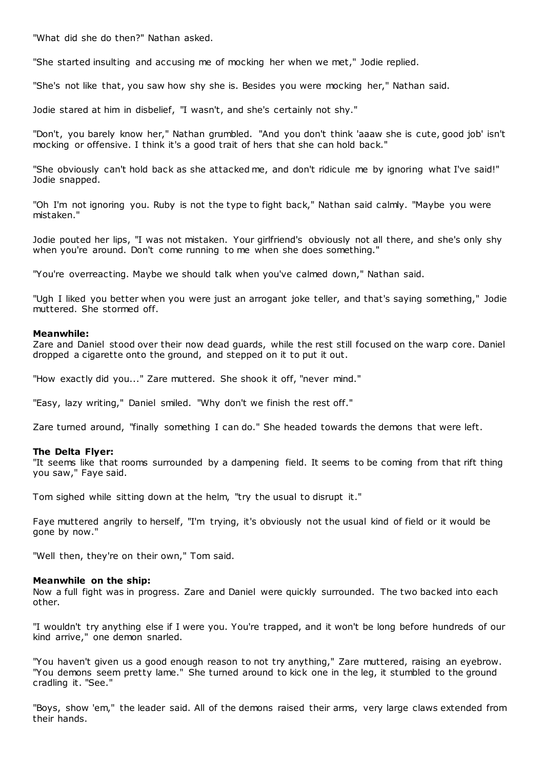"What did she do then?" Nathan asked.

"She started insulting and accusing me of mocking her when we met," Jodie replied.

"She's not like that, you saw how shy she is. Besides you were mocking her," Nathan said.

Jodie stared at him in disbelief, "I wasn't, and she's certainly not shy."

"Don't, you barely know her," Nathan grumbled. "And you don't think 'aaaw she is cute, good job' isn't mocking or offensive. I think it's a good trait of hers that she can hold back."

"She obviously can't hold back as she attacked me, and don't ridicule me by ignoring what I've said!" Jodie snapped.

"Oh I'm not ignoring you. Ruby is not the type to fight back," Nathan said calmly. "Maybe you were mistaken."

Jodie pouted her lips, "I was not mistaken. Your girlfriend's obviously not all there, and she's only shy when you're around. Don't come running to me when she does something."

"You're overreacting. Maybe we should talk when you've calmed down," Nathan said.

"Ugh I liked you better when you were just an arrogant joke teller, and that's saying something," Jodie muttered. She stormed off.

**Meanwhile:**
Zare and Daniel stood over their now dead guards, while the rest still focused on the warp core. Daniel dropped a cigarette onto the ground, and stepped on it to put it out.

"How exactly did you..." Zare muttered. She shook it off, "never mind."

"Easy, lazy writing," Daniel smiled. "Why don't we finish the rest off."

Zare turned around, "finally something I can do." She headed towards the demons that were left.

**The Delta Flyer:**
"It seems like that rooms surrounded by a dampening field. It seems to be coming from that rift thing you saw," Faye said.

Tom sighed while sitting down at the helm, "try the usual to disrupt it."

Faye muttered angrily to herself, "I'm trying, it's obviously not the usual kind of field or it would be gone by now."

"Well then, they're on their own," Tom said.

**Meanwhile on the ship:**
Now a full fight was in progress. Zare and Daniel were quickly surrounded. The two backed into each other.

"I wouldn't try anything else if I were you. You're trapped, and it won't be long before hundreds of our kind arrive," one demon snarled.

"You haven't given us a good enough reason to not try anything," Zare muttered, raising an eyebrow. "You demons seem pretty lame." She turned around to kick one in the leg, it stumbled to the ground cradling it. "See."

"Boys, show 'em," the leader said. All of the demons raised their arms, very large claws extended from their hands.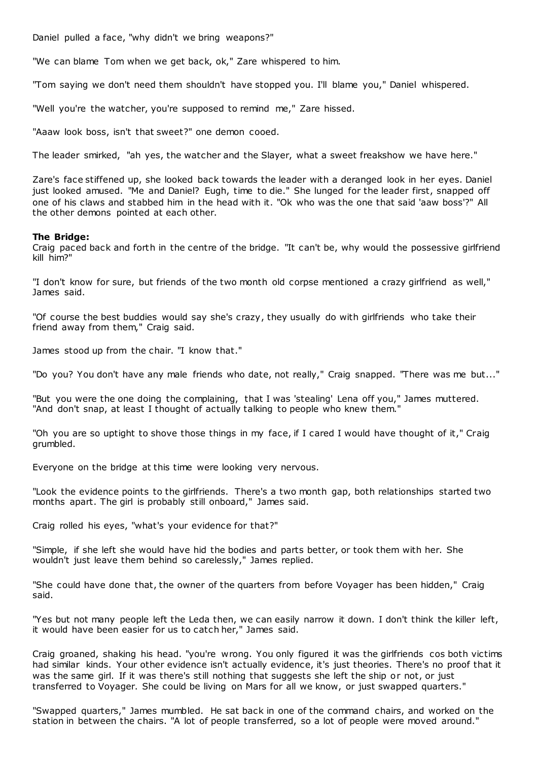Daniel pulled a face, "why didn't we bring weapons?"

"We can blame Tom when we get back, ok," Zare whispered to him.

"Tom saying we don't need them shouldn't have stopped you. I'll blame you," Daniel whispered.

"Well you're the watcher, you're supposed to remind me," Zare hissed.

"Aaaw look boss, isn't that sweet?" one demon cooed.

The leader smirked, "ah yes, the watcher and the Slayer, what a sweet freakshow we have here."

Zare's face stiffened up, she looked back towards the leader with a deranged look in her eyes. Daniel just looked amused. "Me and Daniel? Eugh, time to die." She lunged for the leader first, snapped off one of his claws and stabbed him in the head with it. "Ok who was the one that said 'aaw boss'?" All the other demons pointed at each other.

**The Bridge:**
Craig paced back and forth in the centre of the bridge. "It can't be, why would the possessive girlfriend kill him?"

"I don't know for sure, but friends of the two month old corpse mentioned a crazy girlfriend as well," James said.

"Of course the best buddies would say she's crazy, they usually do with girlfriends who take their friend away from them," Craig said.

James stood up from the chair. "I know that."

"Do you? You don't have any male friends who date, not really," Craig snapped. "There was me but..."

"But you were the one doing the complaining, that I was 'stealing' Lena off you," James muttered. "And don't snap, at least I thought of actually talking to people who knew them."

"Oh you are so uptight to shove those things in my face, if I cared I would have thought of it," Craig grumbled.

Everyone on the bridge at this time were looking very nervous.

"Look the evidence points to the girlfriends. There's a two month gap, both relationships started two months apart. The girl is probably still onboard," James said.

Craig rolled his eyes, "what's your evidence for that?"

"Simple, if she left she would have hid the bodies and parts better, or took them with her. She wouldn't just leave them behind so carelessly," James replied.

"She could have done that, the owner of the quarters from before Voyager has been hidden," Craig said.

"Yes but not many people left the Leda then, we can easily narrow it down. I don't think the killer left, it would have been easier for us to catch her," James said.

Craig groaned, shaking his head. "you're wrong. You only figured it was the girlfriends cos both victims had similar kinds. Your other evidence isn't actually evidence, it's just theories. There's no proof that it was the same girl. If it was there's still nothing that suggests she left the ship or not, or just transferred to Voyager. She could be living on Mars for all we know, or just swapped quarters."

"Swapped quarters," James mumbled. He sat back in one of the command chairs, and worked on the station in between the chairs. "A lot of people transferred, so a lot of people were moved around."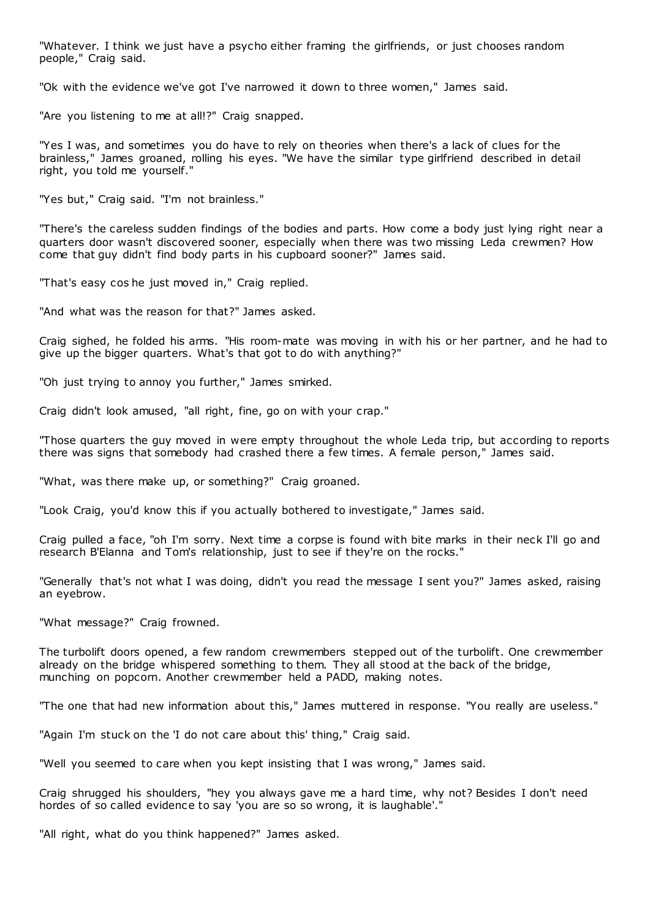"Whatever. I think we just have a psycho either framing the girlfriends, or just chooses random people," Craig said.

"Ok with the evidence we've got I've narrowed it down to three women," James said.

"Are you listening to me at all!?" Craig snapped.

"Yes I was, and sometimes you do have to rely on theories when there's a lack of clues for the brainless," James groaned, rolling his eyes. "We have the similar type girlfriend described in detail right, you told me yourself."

"Yes but," Craig said. "I'm not brainless."

"There's the careless sudden findings of the bodies and parts. How come a body just lying right near a quarters door wasn't discovered sooner, especially when there was two missing Leda crewmen? How come that guy didn't find body parts in his cupboard sooner?" James said.

"That's easy cos he just moved in," Craig replied.

"And what was the reason for that?" James asked.

Craig sighed, he folded his arms. "His room-mate was moving in with his or her partner, and he had to give up the bigger quarters. What's that got to do with anything?"

"Oh just trying to annoy you further," James smirked.

Craig didn't look amused, "all right, fine, go on with your crap."

"Those quarters the guy moved in were empty throughout the whole Leda trip, but according to reports there was signs that somebody had crashed there a few times. A female person," James said.

"What, was there make up, or something?" Craig groaned.

"Look Craig, you'd know this if you actually bothered to investigate," James said.

Craig pulled a face, "oh I'm sorry. Next time a corpse is found with bite marks in their neck I'll go and research B'Elanna and Tom's relationship, just to see if they're on the rocks."

"Generally that's not what I was doing, didn't you read the message I sent you?" James asked, raising an eyebrow.

"What message?" Craig frowned.

The turbolift doors opened, a few random crewmembers stepped out of the turbolift. One crewmember already on the bridge whispered something to them. They all stood at the back of the bridge, munching on popcorn. Another crewmember held a PADD, making notes.

"The one that had new information about this," James muttered in response. "You really are useless."

"Again I'm stuck on the 'I do not care about this' thing," Craig said.

"Well you seemed to care when you kept insisting that I was wrong," James said.

Craig shrugged his shoulders, "hey you always gave me a hard time, why not? Besides I don't need hordes of so called evidence to say 'you are so so wrong, it is laughable'."

"All right, what do you think happened?" James asked.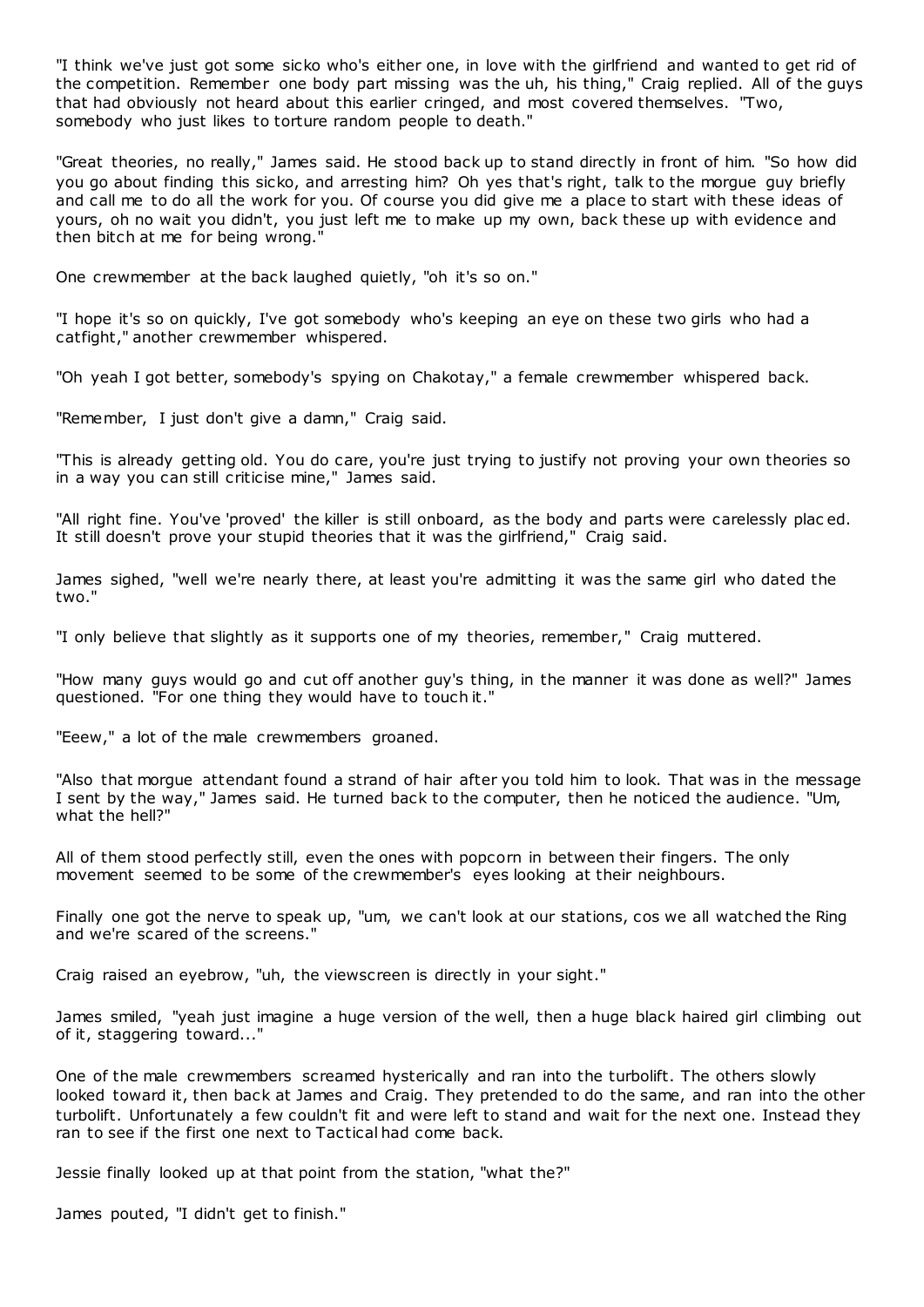"I think we've just got some sicko who's either one, in love with the girlfriend and wanted to get rid of the competition. Remember one body part missing was the uh, his thing," Craig replied. All of the guys that had obviously not heard about this earlier cringed, and most covered themselves. "Two, somebody who just likes to torture random people to death."

"Great theories, no really," James said. He stood back up to stand directly in front of him. "So how did you go about finding this sicko, and arresting him? Oh yes that's right, talk to the morgue guy briefly and call me to do all the work for you. Of course you did give me a place to start with these ideas of yours, oh no wait you didn't, you just left me to make up my own, back these up with evidence and then bitch at me for being wrong."

One crewmember at the back laughed quietly, "oh it's so on."

"I hope it's so on quickly, I've got somebody who's keeping an eye on these two girls who had a catfight," another crewmember whispered.

"Oh yeah I got better, somebody's spying on Chakotay," a female crewmember whispered back.

"Remember, I just don't give a damn," Craig said.

"This is already getting old. You do care, you're just trying to justify not proving your own theories so in a way you can still criticise mine," James said.

"All right fine. You've 'proved' the killer is still onboard, as the body and parts were carelessly placed. It still doesn't prove your stupid theories that it was the girlfriend," Craig said.

James sighed, "well we're nearly there, at least you're admitting it was the same girl who dated the two."

"I only believe that slightly as it supports one of my theories, remember," Craig muttered.

"How many guys would go and cut off another guy's thing, in the manner it was done as well?" James questioned. "For one thing they would have to touch it."

"Eeew," a lot of the male crewmembers groaned.

"Also that morgue attendant found a strand of hair after you told him to look. That was in the message I sent by the way," James said. He turned back to the computer, then he noticed the audience. "Um, what the hell?"

All of them stood perfectly still, even the ones with popcorn in between their fingers. The only movement seemed to be some of the crewmember's eyes looking at their neighbours.

Finally one got the nerve to speak up, "um, we can't look at our stations, cos we all watched the Ring and we're scared of the screens."

Craig raised an eyebrow, "uh, the viewscreen is directly in your sight."

James smiled, "yeah just imagine a huge version of the well, then a huge black haired girl climbing out of it, staggering toward..."

One of the male crewmembers screamed hysterically and ran into the turbolift. The others slowly looked toward it, then back at James and Craig. They pretended to do the same, and ran into the other turbolift. Unfortunately a few couldn't fit and were left to stand and wait for the next one. Instead they ran to see if the first one next to Tactical had come back.

Jessie finally looked up at that point from the station, "what the?"

James pouted, "I didn't get to finish."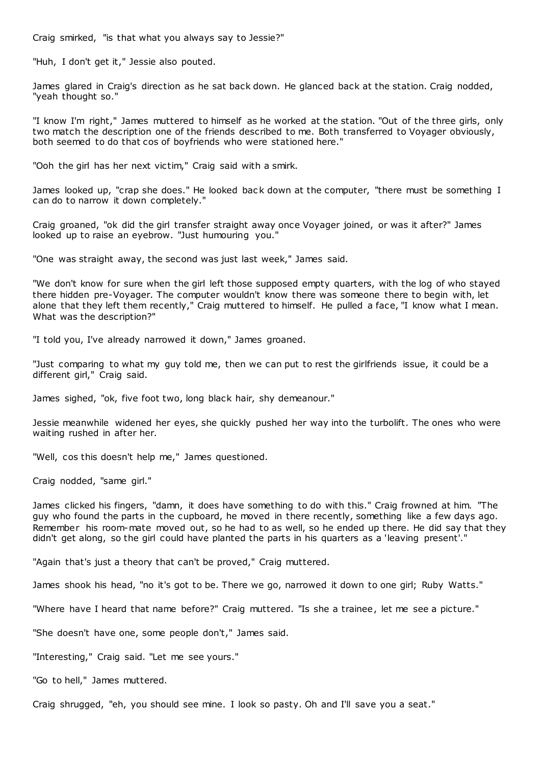Craig smirked, "is that what you always say to Jessie?"

"Huh, I don't get it," Jessie also pouted.

James glared in Craig's direction as he sat back down. He glanced back at the station. Craig nodded, "yeah thought so."

"I know I'm right," James muttered to himself as he worked at the station. "Out of the three girls, only two match the description one of the friends described to me. Both transferred to Voyager obviously, both seemed to do that cos of boyfriends who were stationed here."

"Ooh the girl has her next victim," Craig said with a smirk.

James looked up, "crap she does." He looked back down at the computer, "there must be something I can do to narrow it down completely."

Craig groaned, "ok did the girl transfer straight away once Voyager joined, or was it after?" James looked up to raise an eyebrow. "Just humouring you."

"One was straight away, the second was just last week," James said.

"We don't know for sure when the girl left those supposed empty quarters, with the log of who stayed there hidden pre-Voyager. The computer wouldn't know there was someone there to begin with, let alone that they left them recently," Craig muttered to himself. He pulled a face, "I know what I mean. What was the description?"

"I told you, I've already narrowed it down," James groaned.

"Just comparing to what my guy told me, then we can put to rest the girlfriends issue, it could be a different girl," Craig said.

James sighed, "ok, five foot two, long black hair, shy demeanour."

Jessie meanwhile widened her eyes, she quickly pushed her way into the turbolift. The ones who were waiting rushed in after her.

"Well, cos this doesn't help me," James questioned.

Craig nodded, "same girl."

James clicked his fingers, "damn, it does have something to do with this." Craig frowned at him. "The guy who found the parts in the cupboard, he moved in there recently, something like a few days ago. Remember his room-mate moved out, so he had to as well, so he ended up there. He did say that they didn't get along, so the girl could have planted the parts in his quarters as a 'leaving present'."

"Again that's just a theory that can't be proved," Craig muttered.

James shook his head, "no it's got to be. There we go, narrowed it down to one girl; Ruby Watts."

"Where have I heard that name before?" Craig muttered. "Is she a trainee, let me see a picture."

"She doesn't have one, some people don't," James said.

"Interesting," Craig said. "Let me see yours."

"Go to hell," James muttered.

Craig shrugged, "eh, you should see mine. I look so pasty. Oh and I'll save you a seat."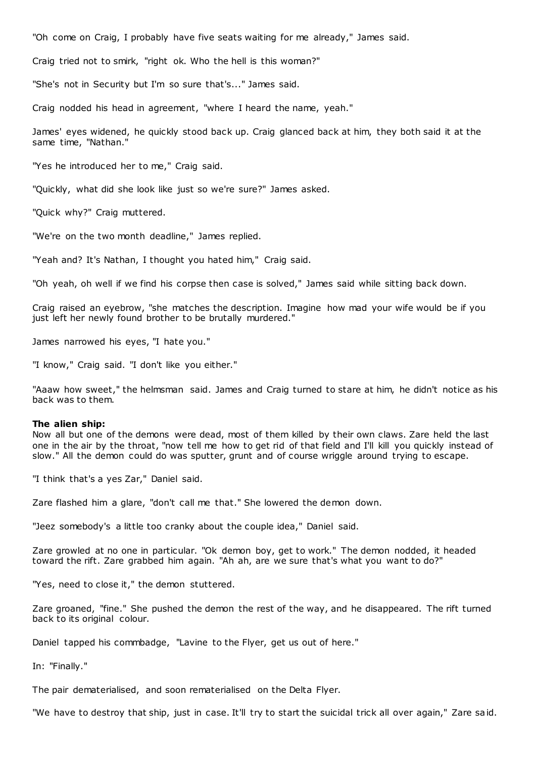"Oh come on Craig, I probably have five seats waiting for me already," James said.

Craig tried not to smirk, "right ok. Who the hell is this woman?"

"She's not in Security but I'm so sure that's..." James said.

Craig nodded his head in agreement, "where I heard the name, yeah."

James' eyes widened, he quickly stood back up. Craig glanced back at him, they both said it at the same time, "Nathan."

"Yes he introduced her to me," Craig said.

"Quickly, what did she look like just so we're sure?" James asked.

"Quick why?" Craig muttered.

"We're on the two month deadline," James replied.

"Yeah and? It's Nathan, I thought you hated him," Craig said.

"Oh yeah, oh well if we find his corpse then case is solved," James said while sitting back down.

Craig raised an eyebrow, "she matches the description. Imagine how mad your wife would be if you just left her newly found brother to be brutally murdered."

James narrowed his eyes, "I hate you."

"I know," Craig said. "I don't like you either."

"Aaaw how sweet," the helmsman said. James and Craig turned to stare at him, he didn't notice as his back was to them.

**The alien ship:**
Now all but one of the demons were dead, most of them killed by their own claws. Zare held the last one in the air by the throat, "now tell me how to get rid of that field and I'll kill you quickly instead of slow." All the demon could do was sputter, grunt and of course wriggle around trying to escape.

"I think that's a yes Zar," Daniel said.

Zare flashed him a glare, "don't call me that." She lowered the demon down.

"Jeez somebody's a little too cranky about the couple idea," Daniel said.

Zare growled at no one in particular. "Ok demon boy, get to work." The demon nodded, it headed toward the rift. Zare grabbed him again. "Ah ah, are we sure that's what you want to do?"

"Yes, need to close it," the demon stuttered.

Zare groaned, "fine." She pushed the demon the rest of the way, and he disappeared. The rift turned back to its original colour.

Daniel tapped his commbadge, "Lavine to the Flyer, get us out of here."

In: "Finally."

The pair dematerialised, and soon rematerialised on the Delta Flyer.

"We have to destroy that ship, just in case. It'll try to start the suicidal trick all over again," Zare said.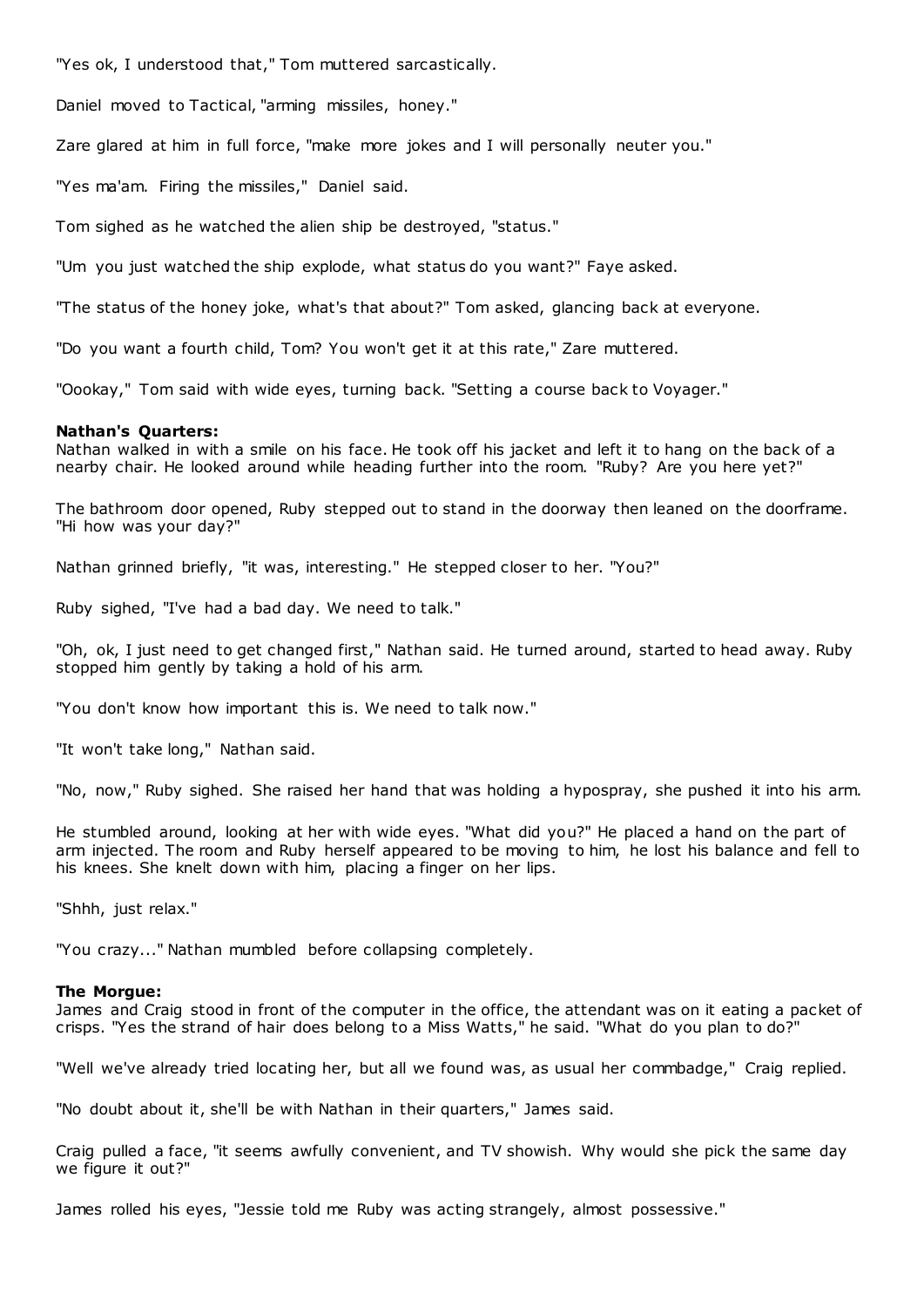"Yes ok, I understood that," Tom muttered sarcastically.

Daniel moved to Tactical, "arming missiles, honey."

Zare glared at him in full force, "make more jokes and I will personally neuter you."

"Yes ma'am. Firing the missiles," Daniel said.

Tom sighed as he watched the alien ship be destroyed, "status."

"Um you just watched the ship explode, what status do you want?" Faye asked.

"The status of the honey joke, what's that about?" Tom asked, glancing back at everyone.

"Do you want a fourth child, Tom? You won't get it at this rate," Zare muttered.

"Oookay," Tom said with wide eyes, turning back. "Setting a course back to Voyager."

**Nathan's Quarters:**
Nathan walked in with a smile on his face. He took off his jacket and left it to hang on the back of a nearby chair. He looked around while heading further into the room. "Ruby? Are you here yet?"

The bathroom door opened, Ruby stepped out to stand in the doorway then leaned on the doorframe. "Hi how was your day?"

Nathan grinned briefly, "it was, interesting." He stepped closer to her. "You?"

Ruby sighed, "I've had a bad day. We need to talk."

"Oh, ok, I just need to get changed first," Nathan said. He turned around, started to head away. Ruby stopped him gently by taking a hold of his arm.

"You don't know how important this is. We need to talk now."

"It won't take long," Nathan said.

"No, now," Ruby sighed. She raised her hand that was holding a hypospray, she pushed it into his arm.

He stumbled around, looking at her with wide eyes. "What did you?" He placed a hand on the part of arm injected. The room and Ruby herself appeared to be moving to him, he lost his balance and fell to his knees. She knelt down with him, placing a finger on her lips.

"Shhh, just relax."

"You crazy..." Nathan mumbled before collapsing completely.

**The Morgue:**
James and Craig stood in front of the computer in the office, the attendant was on it eating a packet of crisps. "Yes the strand of hair does belong to a Miss Watts," he said. "What do you plan to do?"

"Well we've already tried locating her, but all we found was, as usual her commbadge," Craig replied.

"No doubt about it, she'll be with Nathan in their quarters," James said.

Craig pulled a face, "it seems awfully convenient, and TV showish. Why would she pick the same day we figure it out?"

James rolled his eyes, "Jessie told me Ruby was acting strangely, almost possessive."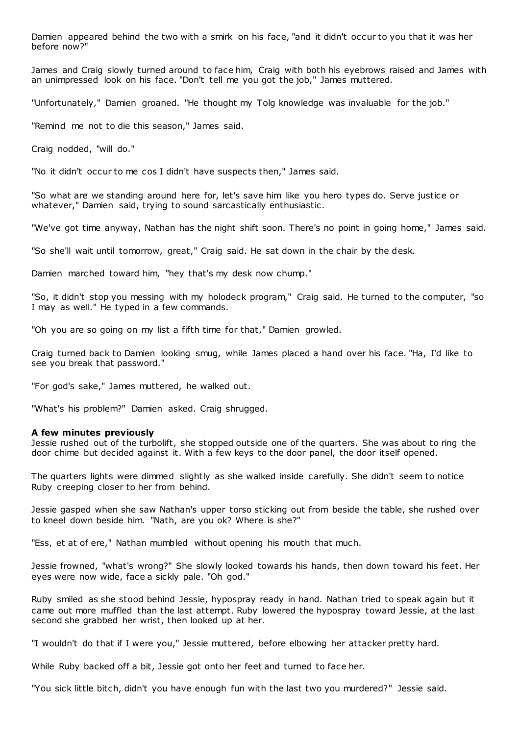Damien appeared behind the two with a smirk on his face, "and it didn't occur to you that it was her before now?"

James and Craig slowly turned around to face him, Craig with both his eyebrows raised and James with an unimpressed look on his face. "Don't tell me you got the job," James muttered.

"Unfortunately," Damien groaned. "He thought my Tolg knowledge was invaluable for the job."

"Remind me not to die this season," James said.

Craig nodded, "will do."

"No it didn't occur to me cos I didn't have suspects then," James said.

"So what are we standing around here for, let's save him like you hero types do. Serve justice or whatever," Damien said, trying to sound sarcastically enthusiastic.

"We've got time anyway, Nathan has the night shift soon. There's no point in going home," James said.

"So she'll wait until tomorrow, great," Craig said. He sat down in the chair by the desk.

Damien marched toward him, "hey that's my desk now chump."

"So, it didn't stop you messing with my holodeck program," Craig said. He turned to the computer, "so I may as well." He typed in a few commands.

"Oh you are so going on my list a fifth time for that," Damien growled.

Craig turned back to Damien looking smug, while James placed a hand over his face. "Ha, I'd like to see you break that password."

"For god's sake," James muttered, he walked out.

"What's his problem?" Damien asked. Craig shrugged.

**A few minutes previously**

Jessie rushed out of the turbolift, she stopped outside one of the quarters. She was about to ring the door chime but decided against it. With a few keys to the door panel, the door itself opened.

The quarters lights were dimmed slightly as she walked inside carefully. She didn't seem to notice Ruby creeping closer to her from behind.

Jessie gasped when she saw Nathan's upper torso sticking out from beside the table, she rushed over to kneel down beside him. "Nath, are you ok? Where is she?"

"Ess, et at of ere," Nathan mumbled without opening his mouth that much.

Jessie frowned, "what's wrong?" She slowly looked towards his hands, then down toward his feet. Her eyes were now wide, face a sickly pale. "Oh god."

Ruby smiled as she stood behind Jessie, hypospray ready in hand. Nathan tried to speak again but it came out more muffled than the last attempt. Ruby lowered the hypospray toward Jessie, at the last second she grabbed her wrist, then looked up at her.

"I wouldn't do that if I were you," Jessie muttered, before elbowing her attacker pretty hard.

While Ruby backed off a bit, Jessie got onto her feet and turned to face her.

"You sick little bitch, didn't you have enough fun with the last two you murdered?" Jessie said.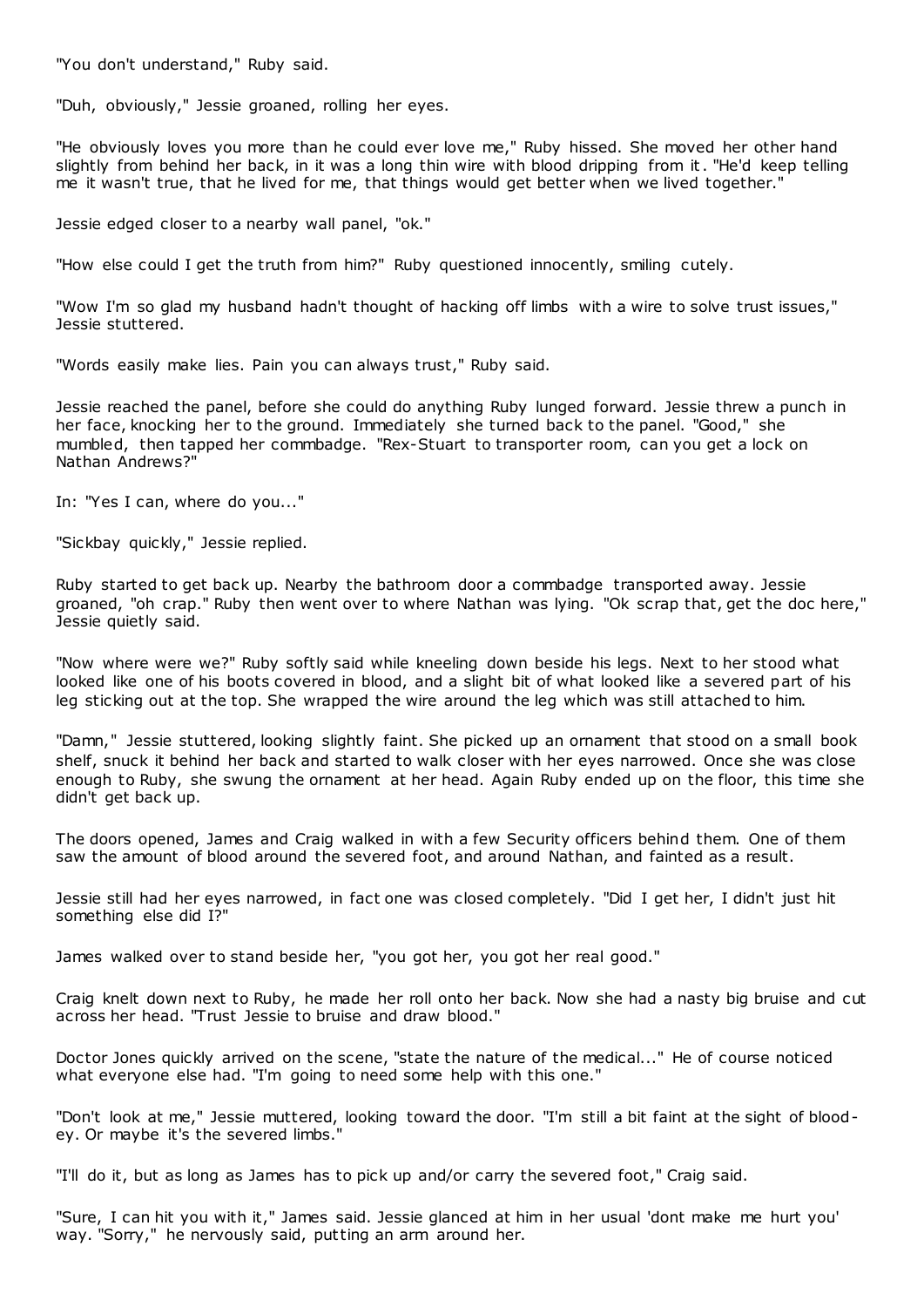"You don't understand," Ruby said.

"Duh, obviously," Jessie groaned, rolling her eyes.

"He obviously loves you more than he could ever love me," Ruby hissed. She moved her other hand slightly from behind her back, in it was a long thin wire with blood dripping from it. "He'd keep telling me it wasn't true, that he lived for me, that things would get better when we lived together."

Jessie edged closer to a nearby wall panel, "ok."

"How else could I get the truth from him?" Ruby questioned innocently, smiling cutely.

"Wow I'm so glad my husband hadn't thought of hacking off limbs with a wire to solve trust issues," Jessie stuttered.

"Words easily make lies. Pain you can always trust," Ruby said.

Jessie reached the panel, before she could do anything Ruby lunged forward. Jessie threw a punch in her face, knocking her to the ground. Immediately she turned back to the panel. "Good," she mumbled, then tapped her commbadge. "Rex-Stuart to transporter room, can you get a lock on Nathan Andrews?"

In: "Yes I can, where do you..."

"Sickbay quickly," Jessie replied.

Ruby started to get back up. Nearby the bathroom door a commbadge transported away. Jessie groaned, "oh crap." Ruby then went over to where Nathan was lying. "Ok scrap that, get the doc here," Jessie quietly said.

"Now where were we?" Ruby softly said while kneeling down beside his legs. Next to her stood what looked like one of his boots covered in blood, and a slight bit of what looked like a severed part of his leg sticking out at the top. She wrapped the wire around the leg which was still attached to him.

"Damn," Jessie stuttered, looking slightly faint. She picked up an ornament that stood on a small book shelf, snuck it behind her back and started to walk closer with her eyes narrowed. Once she was close enough to Ruby, she swung the ornament at her head. Again Ruby ended up on the floor, this time she didn't get back up.

The doors opened, James and Craig walked in with a few Security officers behind them. One of them saw the amount of blood around the severed foot, and around Nathan, and fainted as a result.

Jessie still had her eyes narrowed, in fact one was closed completely. "Did I get her, I didn't just hit something else did I?"

James walked over to stand beside her, "you got her, you got her real good."

Craig knelt down next to Ruby, he made her roll onto her back. Now she had a nasty big bruise and cut across her head. "Trust Jessie to bruise and draw blood."

Doctor Jones quickly arrived on the scene, "state the nature of the medical..." He of course noticed what everyone else had. "I'm going to need some help with this one."

"Don't look at me," Jessie muttered, looking toward the door. "I'm still a bit faint at the sight of blood-ey. Or maybe it's the severed limbs."

"I'll do it, but as long as James has to pick up and/or carry the severed foot," Craig said.

"Sure, I can hit you with it," James said. Jessie glanced at him in her usual 'dont make me hurt you' way. "Sorry," he nervously said, putting an arm around her.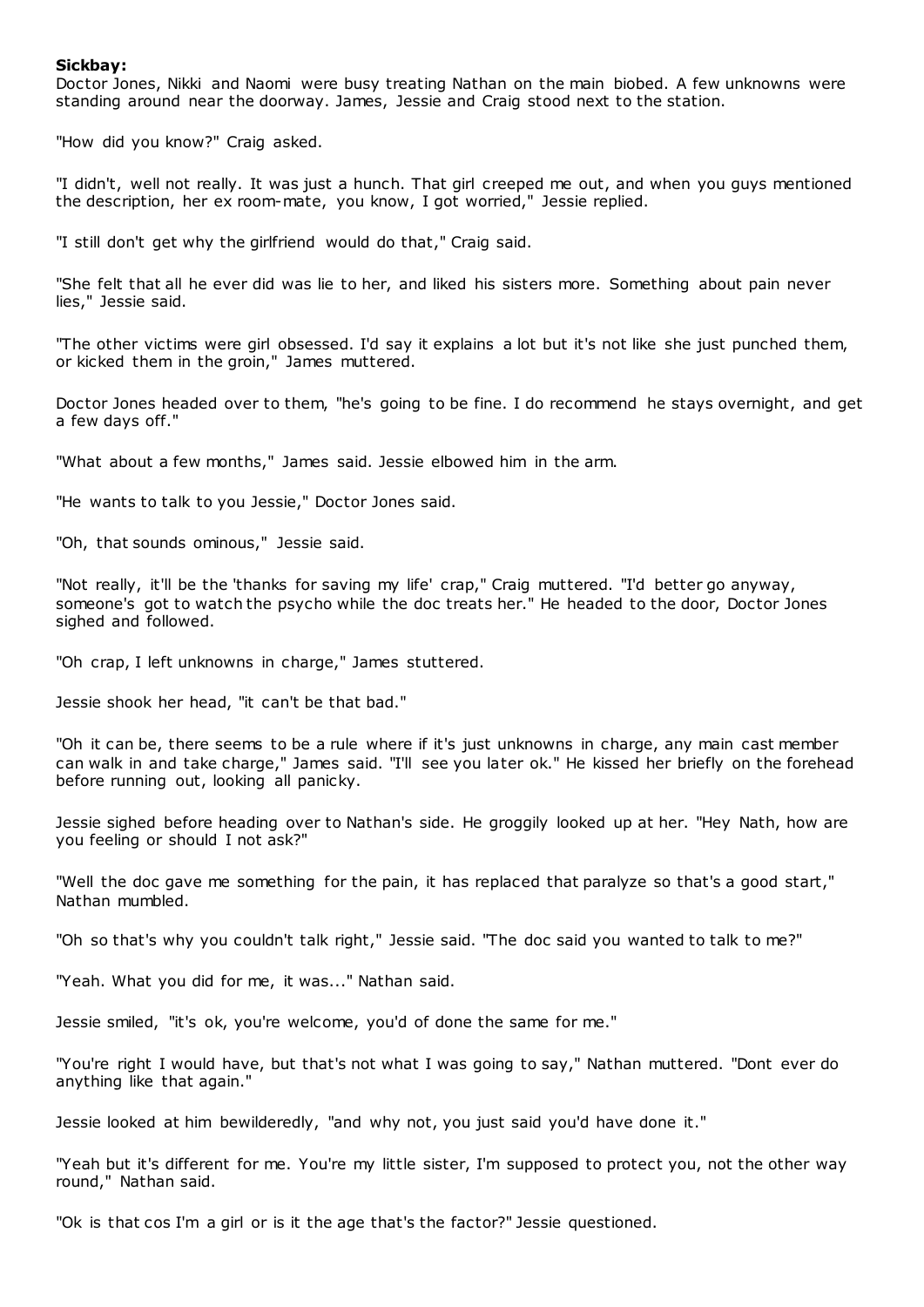**Sickbay:**

Doctor Jones, Nikki and Naomi were busy treating Nathan on the main biobed. A few unknowns were standing around near the doorway. James, Jessie and Craig stood next to the station.

"How did you know?" Craig asked.

"I didn't, well not really. It was just a hunch. That girl creeped me out, and when you guys mentioned the description, her ex room-mate, you know, I got worried," Jessie replied.

"I still don't get why the girlfriend would do that," Craig said.

"She felt that all he ever did was lie to her, and liked his sisters more. Something about pain never lies," Jessie said.

"The other victims were girl obsessed. I'd say it explains a lot but it's not like she just punched them, or kicked them in the groin," James muttered.

Doctor Jones headed over to them, "he's going to be fine. I do recommend he stays overnight, and get a few days off."

"What about a few months," James said. Jessie elbowed him in the arm.

"He wants to talk to you Jessie," Doctor Jones said.

"Oh, that sounds ominous," Jessie said.

"Not really, it'll be the 'thanks for saving my life' crap," Craig muttered. "I'd better go anyway, someone's got to watch the psycho while the doc treats her." He headed to the door, Doctor Jones sighed and followed.

"Oh crap, I left unknowns in charge," James stuttered.

Jessie shook her head, "it can't be that bad."

"Oh it can be, there seems to be a rule where if it's just unknowns in charge, any main cast member can walk in and take charge," James said. "I'll see you later ok." He kissed her briefly on the forehead before running out, looking all panicky.

Jessie sighed before heading over to Nathan's side. He groggily looked up at her. "Hey Nath, how are you feeling or should I not ask?"

"Well the doc gave me something for the pain, it has replaced that paralyze so that's a good start," Nathan mumbled.

"Oh so that's why you couldn't talk right," Jessie said. "The doc said you wanted to talk to me?"

"Yeah. What you did for me, it was..." Nathan said.

Jessie smiled, "it's ok, you're welcome, you'd of done the same for me."

"You're right I would have, but that's not what I was going to say," Nathan muttered. "Dont ever do anything like that again."

Jessie looked at him bewilderedly, "and why not, you just said you'd have done it."

"Yeah but it's different for me. You're my little sister, I'm supposed to protect you, not the other way round," Nathan said.

"Ok is that cos I'm a girl or is it the age that's the factor?" Jessie questioned.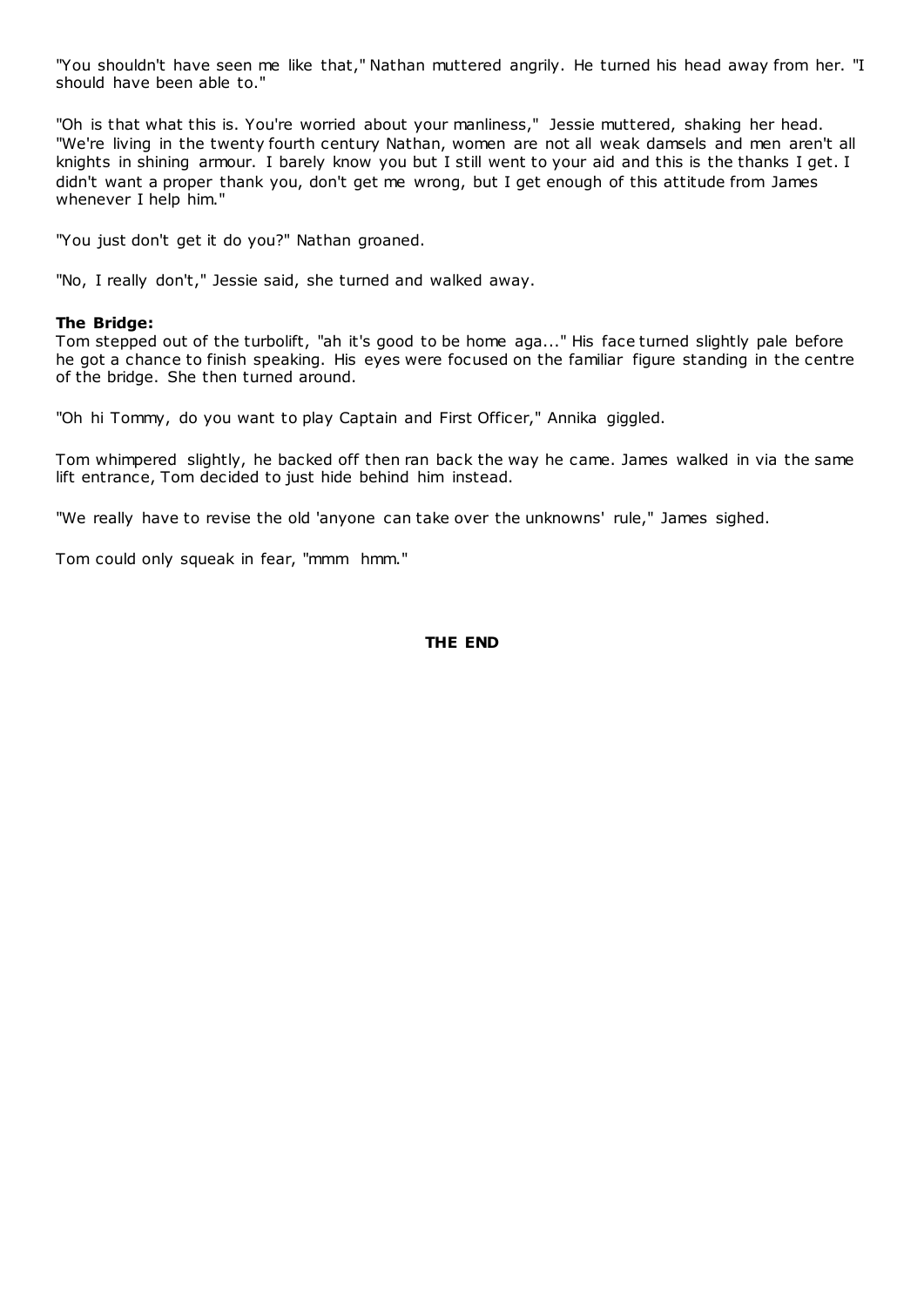"You shouldn't have seen me like that," Nathan muttered angrily. He turned his head away from her. "I should have been able to."

"Oh is that what this is. You're worried about your manliness," Jessie muttered, shaking her head. "We're living in the twenty fourth century Nathan, women are not all weak damsels and men aren't all knights in shining armour. I barely know you but I still went to your aid and this is the thanks I get. I didn't want a proper thank you, don't get me wrong, but I get enough of this attitude from James whenever I help him."

"You just don't get it do you?" Nathan groaned.

"No, I really don't," Jessie said, she turned and walked away.

**The Bridge:**
Tom stepped out of the turbolift, "ah it's good to be home aga..." His face turned slightly pale before he got a chance to finish speaking. His eyes were focused on the familiar figure standing in the centre of the bridge. She then turned around.

"Oh hi Tommy, do you want to play Captain and First Officer," Annika giggled.

Tom whimpered slightly, he backed off then ran back the way he came. James walked in via the same lift entrance, Tom decided to just hide behind him instead.

"We really have to revise the old 'anyone can take over the unknowns' rule," James sighed.

Tom could only squeak in fear, "mmm hmm."

**THE END**